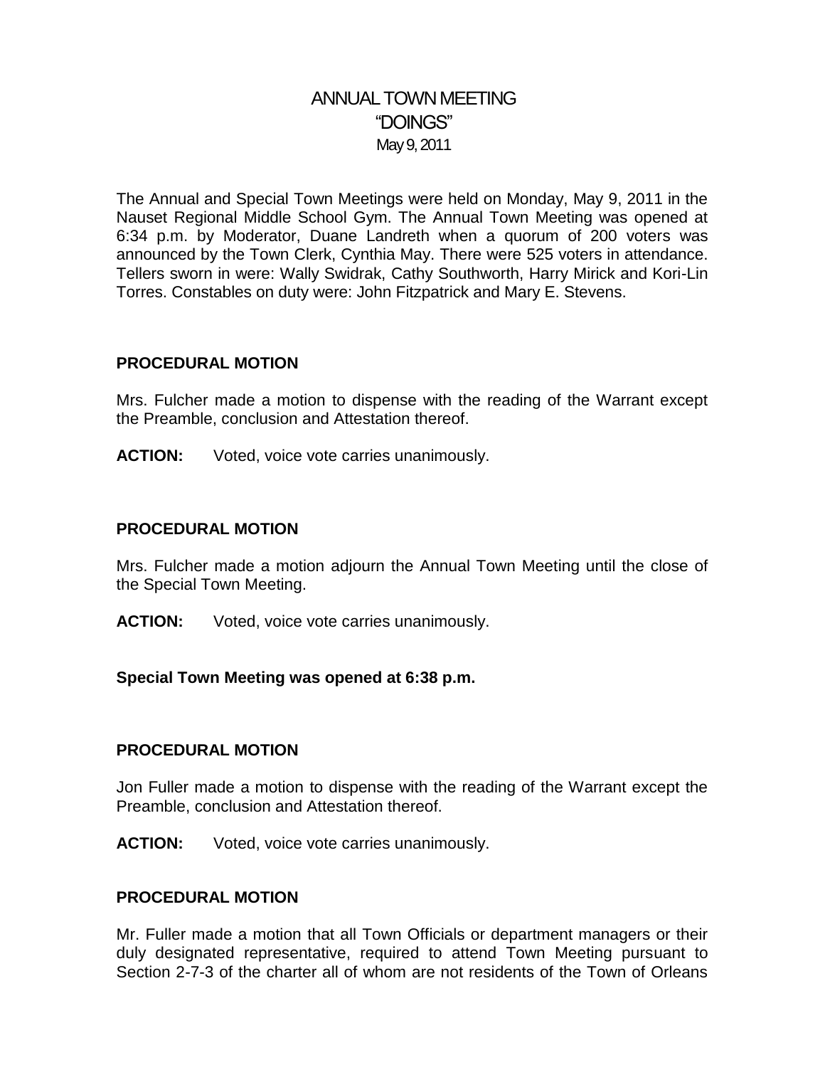# ANNUAL TOWN MEETING
## "DOINGS"
May 9, 2011

The Annual and Special Town Meetings were held on Monday, May 9, 2011 in the Nauset Regional Middle School Gym. The Annual Town Meeting was opened at 6:34 p.m. by Moderator, Duane Landreth when a quorum of 200 voters was announced by the Town Clerk, Cynthia May. There were 525 voters in attendance. Tellers sworn in were: Wally Swidrak, Cathy Southworth, Harry Mirick and Kori-Lin Torres. Constables on duty were: John Fitzpatrick and Mary E. Stevens.

**PROCEDURAL MOTION**

Mrs. Fulcher made a motion to dispense with the reading of the Warrant except the Preamble, conclusion and Attestation thereof.

**ACTION:** Voted, voice vote carries unanimously.

**PROCEDURAL MOTION**

Mrs. Fulcher made a motion adjourn the Annual Town Meeting until the close of the Special Town Meeting.

**ACTION:** Voted, voice vote carries unanimously.

**Special Town Meeting was opened at 6:38 p.m.**

**PROCEDURAL MOTION**

Jon Fuller made a motion to dispense with the reading of the Warrant except the Preamble, conclusion and Attestation thereof.

**ACTION:** Voted, voice vote carries unanimously.

**PROCEDURAL MOTION**

Mr. Fuller made a motion that all Town Officials or department managers or their duly designated representative, required to attend Town Meeting pursuant to Section 2-7-3 of the charter all of whom are not residents of the Town of Orleans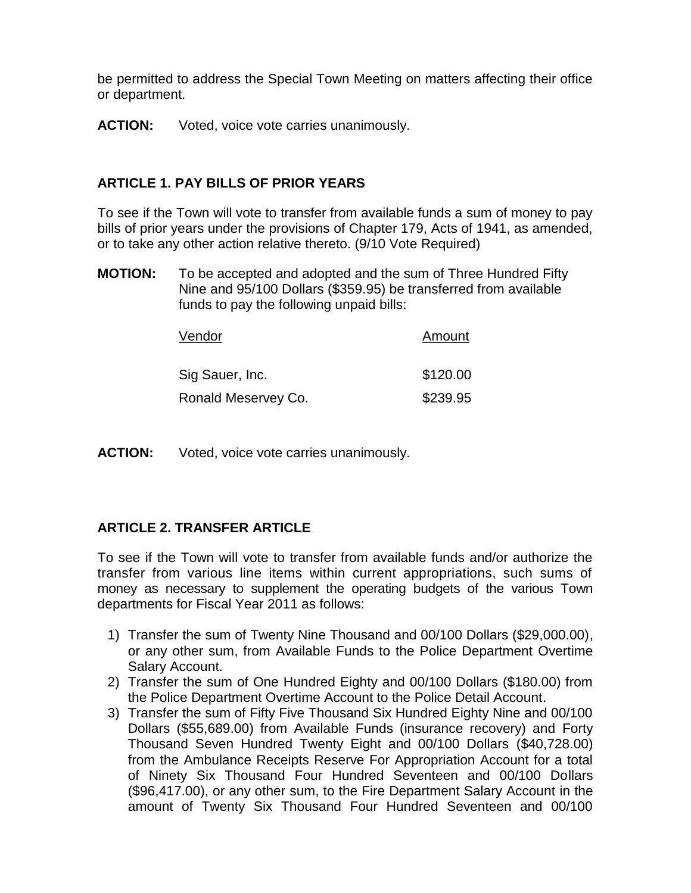be permitted to address the Special Town Meeting on matters affecting their office or department.

**ACTION:** Voted, voice vote carries unanimously.

### ARTICLE 1. PAY BILLS OF PRIOR YEARS

To see if the Town will vote to transfer from available funds a sum of money to pay bills of prior years under the provisions of Chapter 179, Acts of 1941, as amended, or to take any other action relative thereto. (9/10 Vote Required)

**MOTION:** To be accepted and adopted and the sum of Three Hundred Fifty Nine and 95/100 Dollars ($359.95) be transferred from available funds to pay the following unpaid bills:

| Vendor | Amount |
|---|---|
| Sig Sauer, Inc. | $120.00 |
| Ronald Meservey Co. | $239.95 |

**ACTION:** Voted, voice vote carries unanimously.

### ARTICLE 2. TRANSFER ARTICLE

To see if the Town will vote to transfer from available funds and/or authorize the transfer from various line items within current appropriations, such sums of money as necessary to supplement the operating budgets of the various Town departments for Fiscal Year 2011 as follows:

1) Transfer the sum of Twenty Nine Thousand and 00/100 Dollars ($29,000.00), or any other sum, from Available Funds to the Police Department Overtime Salary Account.
2) Transfer the sum of One Hundred Eighty and 00/100 Dollars ($180.00) from the Police Department Overtime Account to the Police Detail Account.
3) Transfer the sum of Fifty Five Thousand Six Hundred Eighty Nine and 00/100 Dollars ($55,689.00) from Available Funds (insurance recovery) and Forty Thousand Seven Hundred Twenty Eight and 00/100 Dollars ($40,728.00) from the Ambulance Receipts Reserve For Appropriation Account for a total of Ninety Six Thousand Four Hundred Seventeen and 00/100 Dollars ($96,417.00), or any other sum, to the Fire Department Salary Account in the amount of Twenty Six Thousand Four Hundred Seventeen and 00/100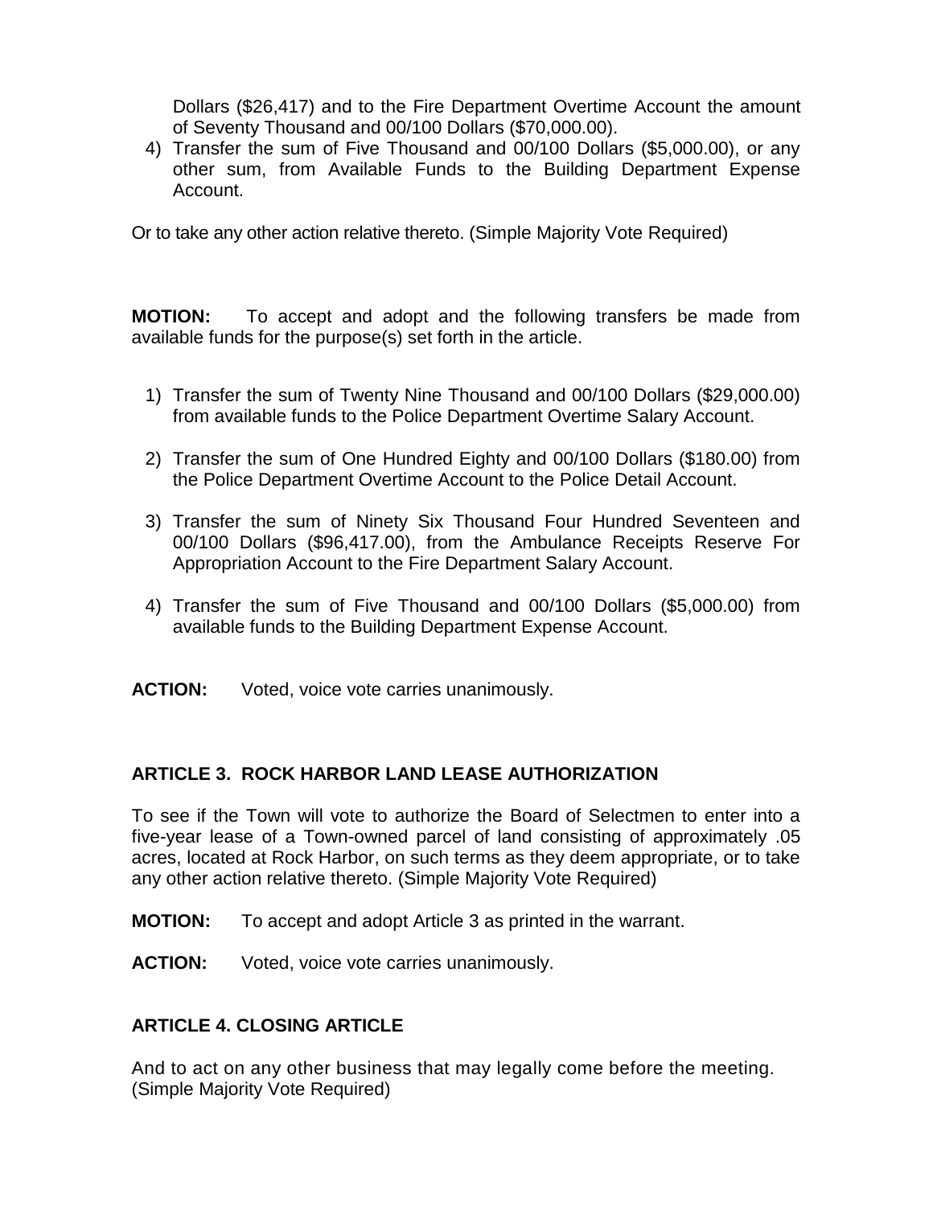Dollars ($26,417) and to the Fire Department Overtime Account the amount of Seventy Thousand and 00/100 Dollars ($70,000.00).

4) Transfer the sum of Five Thousand and 00/100 Dollars ($5,000.00), or any other sum, from Available Funds to the Building Department Expense Account.

Or to take any other action relative thereto. (Simple Majority Vote Required)

**MOTION:** To accept and adopt and the following transfers be made from available funds for the purpose(s) set forth in the article.

1) Transfer the sum of Twenty Nine Thousand and 00/100 Dollars ($29,000.00) from available funds to the Police Department Overtime Salary Account.

2) Transfer the sum of One Hundred Eighty and 00/100 Dollars ($180.00) from the Police Department Overtime Account to the Police Detail Account.

3) Transfer the sum of Ninety Six Thousand Four Hundred Seventeen and 00/100 Dollars ($96,417.00), from the Ambulance Receipts Reserve For Appropriation Account to the Fire Department Salary Account.

4) Transfer the sum of Five Thousand and 00/100 Dollars ($5,000.00) from available funds to the Building Department Expense Account.

**ACTION:** Voted, voice vote carries unanimously.

### ARTICLE 3. ROCK HARBOR LAND LEASE AUTHORIZATION

To see if the Town will vote to authorize the Board of Selectmen to enter into a five-year lease of a Town-owned parcel of land consisting of approximately .05 acres, located at Rock Harbor, on such terms as they deem appropriate, or to take any other action relative thereto. (Simple Majority Vote Required)

**MOTION:** To accept and adopt Article 3 as printed in the warrant.

**ACTION:** Voted, voice vote carries unanimously.

### ARTICLE 4. CLOSING ARTICLE

And to act on any other business that may legally come before the meeting. (Simple Majority Vote Required)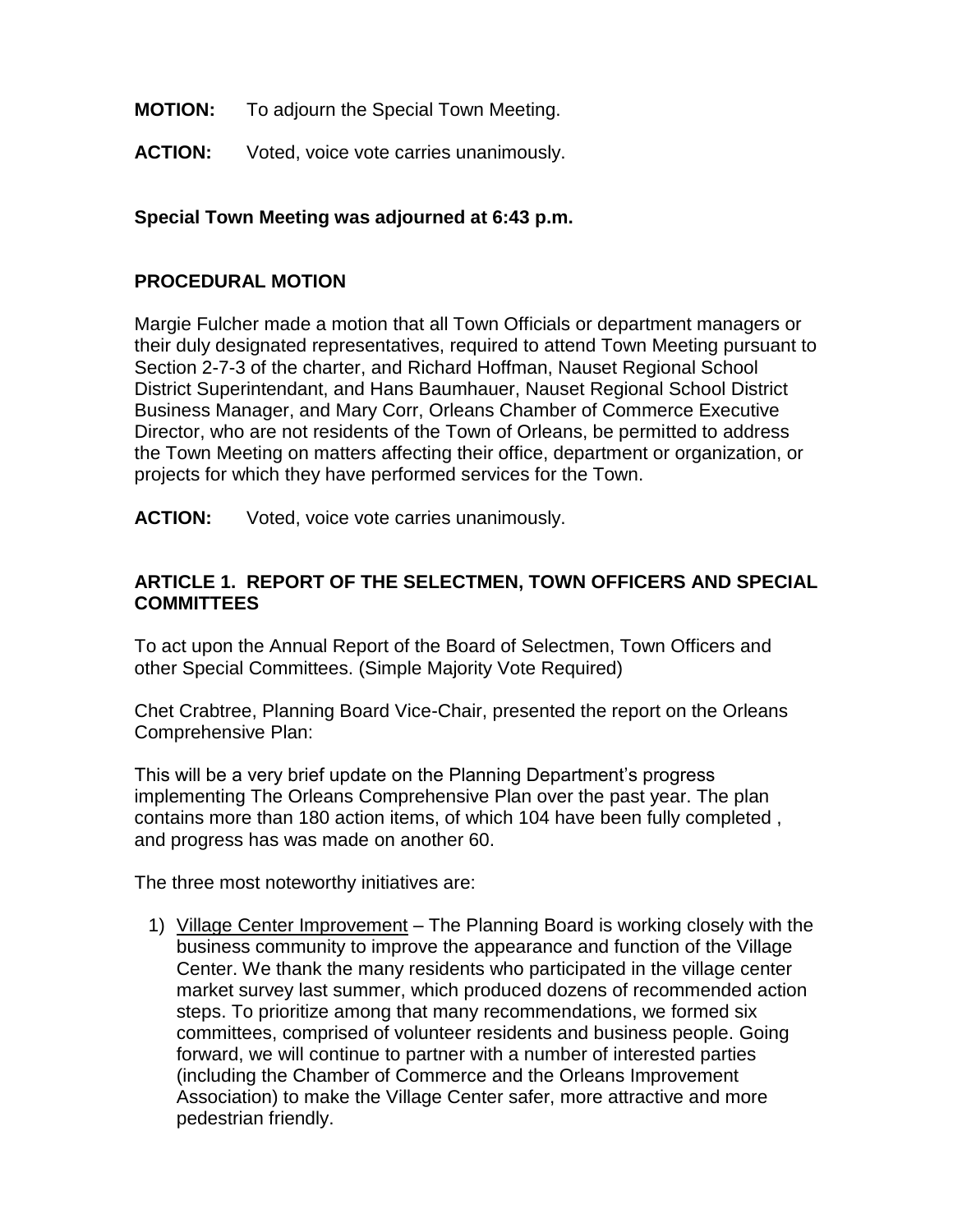**MOTION:** To adjourn the Special Town Meeting.

**ACTION:** Voted, voice vote carries unanimously.

**Special Town Meeting was adjourned at 6:43 p.m.**

**PROCEDURAL MOTION**

Margie Fulcher made a motion that all Town Officials or department managers or their duly designated representatives, required to attend Town Meeting pursuant to Section 2-7-3 of the charter, and Richard Hoffman, Nauset Regional School District Superintendant, and Hans Baumhauer, Nauset Regional School District Business Manager, and Mary Corr, Orleans Chamber of Commerce Executive Director, who are not residents of the Town of Orleans, be permitted to address the Town Meeting on matters affecting their office, department or organization, or projects for which they have performed services for the Town.

**ACTION:** Voted, voice vote carries unanimously.

**ARTICLE 1. REPORT OF THE SELECTMEN, TOWN OFFICERS AND SPECIAL COMMITTEES**

To act upon the Annual Report of the Board of Selectmen, Town Officers and other Special Committees. (Simple Majority Vote Required)

Chet Crabtree, Planning Board Vice-Chair, presented the report on the Orleans Comprehensive Plan:

This will be a very brief update on the Planning Department's progress implementing The Orleans Comprehensive Plan over the past year. The plan contains more than 180 action items, of which 104 have been fully completed , and progress has was made on another 60.

The three most noteworthy initiatives are:

1) Village Center Improvement – The Planning Board is working closely with the business community to improve the appearance and function of the Village Center. We thank the many residents who participated in the village center market survey last summer, which produced dozens of recommended action steps. To prioritize among that many recommendations, we formed six committees, comprised of volunteer residents and business people. Going forward, we will continue to partner with a number of interested parties (including the Chamber of Commerce and the Orleans Improvement Association) to make the Village Center safer, more attractive and more pedestrian friendly.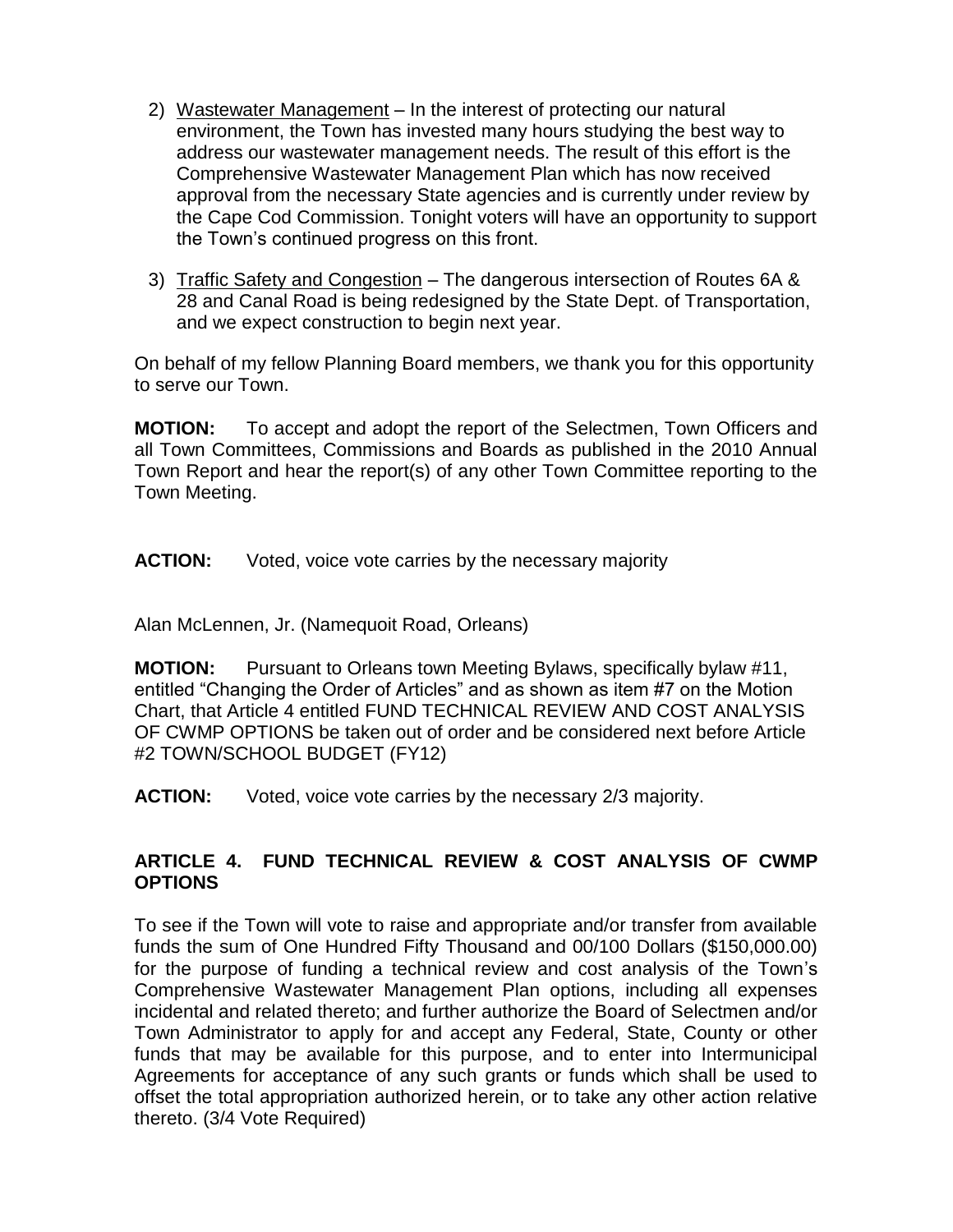2) Wastewater Management – In the interest of protecting our natural environment, the Town has invested many hours studying the best way to address our wastewater management needs. The result of this effort is the Comprehensive Wastewater Management Plan which has now received approval from the necessary State agencies and is currently under review by the Cape Cod Commission. Tonight voters will have an opportunity to support the Town's continued progress on this front.

3) Traffic Safety and Congestion – The dangerous intersection of Routes 6A & 28 and Canal Road is being redesigned by the State Dept. of Transportation, and we expect construction to begin next year.

On behalf of my fellow Planning Board members, we thank you for this opportunity to serve our Town.

**MOTION:** To accept and adopt the report of the Selectmen, Town Officers and all Town Committees, Commissions and Boards as published in the 2010 Annual Town Report and hear the report(s) of any other Town Committee reporting to the Town Meeting.

**ACTION:** Voted, voice vote carries by the necessary majority

Alan McLennen, Jr. (Namequoit Road, Orleans)

**MOTION:** Pursuant to Orleans town Meeting Bylaws, specifically bylaw #11, entitled "Changing the Order of Articles" and as shown as item #7 on the Motion Chart, that Article 4 entitled FUND TECHNICAL REVIEW AND COST ANALYSIS OF CWMP OPTIONS be taken out of order and be considered next before Article #2 TOWN/SCHOOL BUDGET (FY12)

**ACTION:** Voted, voice vote carries by the necessary 2/3 majority.

**ARTICLE 4. FUND TECHNICAL REVIEW & COST ANALYSIS OF CWMP OPTIONS**

To see if the Town will vote to raise and appropriate and/or transfer from available funds the sum of One Hundred Fifty Thousand and 00/100 Dollars ($150,000.00) for the purpose of funding a technical review and cost analysis of the Town's Comprehensive Wastewater Management Plan options, including all expenses incidental and related thereto; and further authorize the Board of Selectmen and/or Town Administrator to apply for and accept any Federal, State, County or other funds that may be available for this purpose, and to enter into Intermunicipal Agreements for acceptance of any such grants or funds which shall be used to offset the total appropriation authorized herein, or to take any other action relative thereto. (3/4 Vote Required)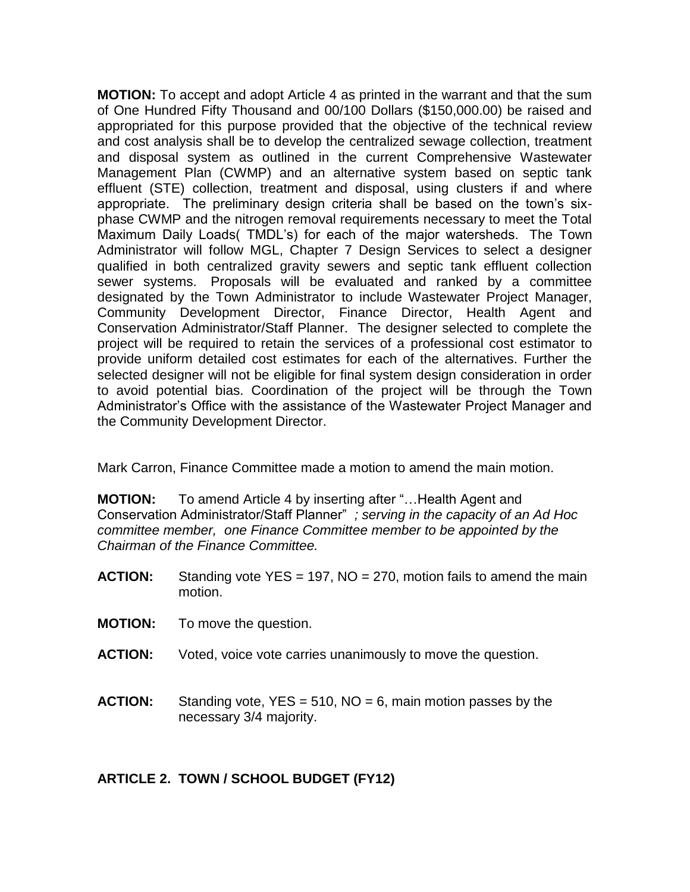**MOTION:** To accept and adopt Article 4 as printed in the warrant and that the sum of One Hundred Fifty Thousand and 00/100 Dollars ($150,000.00) be raised and appropriated for this purpose provided that the objective of the technical review and cost analysis shall be to develop the centralized sewage collection, treatment and disposal system as outlined in the current Comprehensive Wastewater Management Plan (CWMP) and an alternative system based on septic tank effluent (STE) collection, treatment and disposal, using clusters if and where appropriate. The preliminary design criteria shall be based on the town's six-phase CWMP and the nitrogen removal requirements necessary to meet the Total Maximum Daily Loads( TMDL's) for each of the major watersheds. The Town Administrator will follow MGL, Chapter 7 Design Services to select a designer qualified in both centralized gravity sewers and septic tank effluent collection sewer systems. Proposals will be evaluated and ranked by a committee designated by the Town Administrator to include Wastewater Project Manager, Community Development Director, Finance Director, Health Agent and Conservation Administrator/Staff Planner. The designer selected to complete the project will be required to retain the services of a professional cost estimator to provide uniform detailed cost estimates for each of the alternatives. Further the selected designer will not be eligible for final system design consideration in order to avoid potential bias. Coordination of the project will be through the Town Administrator's Office with the assistance of the Wastewater Project Manager and the Community Development Director.

Mark Carron, Finance Committee made a motion to amend the main motion.

**MOTION:** To amend Article 4 by inserting after "…Health Agent and Conservation Administrator/Staff Planner" *; serving in the capacity of an Ad Hoc committee member, one Finance Committee member to be appointed by the Chairman of the Finance Committee.*

**ACTION:** Standing vote YES = 197, NO = 270, motion fails to amend the main motion.

**MOTION:** To move the question.

**ACTION:** Voted, voice vote carries unanimously to move the question.

**ACTION:** Standing vote, YES = 510, NO = 6, main motion passes by the necessary 3/4 majority.

## ARTICLE 2. TOWN / SCHOOL BUDGET (FY12)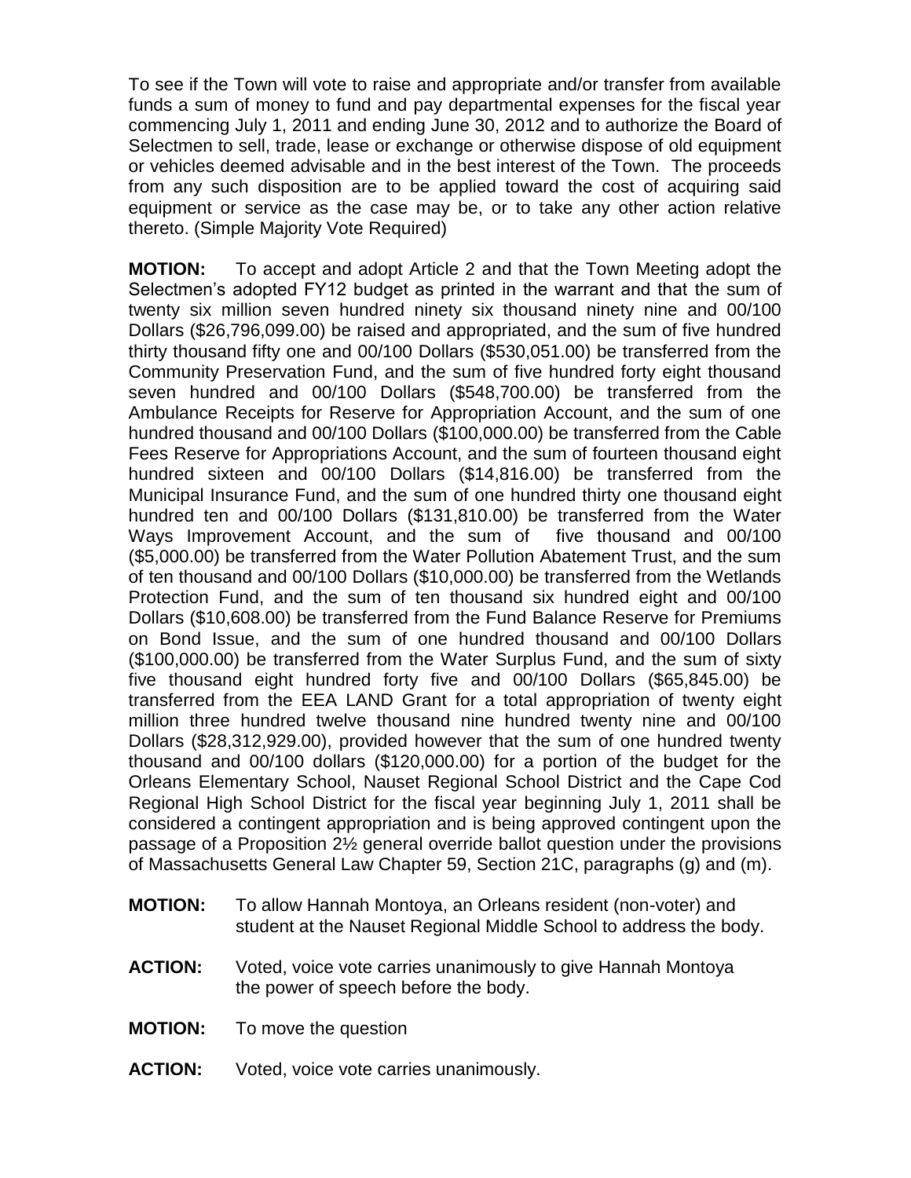To see if the Town will vote to raise and appropriate and/or transfer from available funds a sum of money to fund and pay departmental expenses for the fiscal year commencing July 1, 2011 and ending June 30, 2012 and to authorize the Board of Selectmen to sell, trade, lease or exchange or otherwise dispose of old equipment or vehicles deemed advisable and in the best interest of the Town. The proceeds from any such disposition are to be applied toward the cost of acquiring said equipment or service as the case may be, or to take any other action relative thereto. (Simple Majority Vote Required)

**MOTION:** To accept and adopt Article 2 and that the Town Meeting adopt the Selectmen's adopted FY12 budget as printed in the warrant and that the sum of twenty six million seven hundred ninety six thousand ninety nine and 00/100 Dollars ($26,796,099.00) be raised and appropriated, and the sum of five hundred thirty thousand fifty one and 00/100 Dollars ($530,051.00) be transferred from the Community Preservation Fund, and the sum of five hundred forty eight thousand seven hundred and 00/100 Dollars ($548,700.00) be transferred from the Ambulance Receipts for Reserve for Appropriation Account, and the sum of one hundred thousand and 00/100 Dollars ($100,000.00) be transferred from the Cable Fees Reserve for Appropriations Account, and the sum of fourteen thousand eight hundred sixteen and 00/100 Dollars ($14,816.00) be transferred from the Municipal Insurance Fund, and the sum of one hundred thirty one thousand eight hundred ten and 00/100 Dollars ($131,810.00) be transferred from the Water Ways Improvement Account, and the sum of five thousand and 00/100 ($5,000.00) be transferred from the Water Pollution Abatement Trust, and the sum of ten thousand and 00/100 Dollars ($10,000.00) be transferred from the Wetlands Protection Fund, and the sum of ten thousand six hundred eight and 00/100 Dollars ($10,608.00) be transferred from the Fund Balance Reserve for Premiums on Bond Issue, and the sum of one hundred thousand and 00/100 Dollars ($100,000.00) be transferred from the Water Surplus Fund, and the sum of sixty five thousand eight hundred forty five and 00/100 Dollars ($65,845.00) be transferred from the EEA LAND Grant for a total appropriation of twenty eight million three hundred twelve thousand nine hundred twenty nine and 00/100 Dollars ($28,312,929.00), provided however that the sum of one hundred twenty thousand and 00/100 dollars ($120,000.00) for a portion of the budget for the Orleans Elementary School, Nauset Regional School District and the Cape Cod Regional High School District for the fiscal year beginning July 1, 2011 shall be considered a contingent appropriation and is being approved contingent upon the passage of a Proposition 2½ general override ballot question under the provisions of Massachusetts General Law Chapter 59, Section 21C, paragraphs (g) and (m).

**MOTION:** To allow Hannah Montoya, an Orleans resident (non-voter) and student at the Nauset Regional Middle School to address the body.

**ACTION:** Voted, voice vote carries unanimously to give Hannah Montoya the power of speech before the body.

**MOTION:** To move the question

**ACTION:** Voted, voice vote carries unanimously.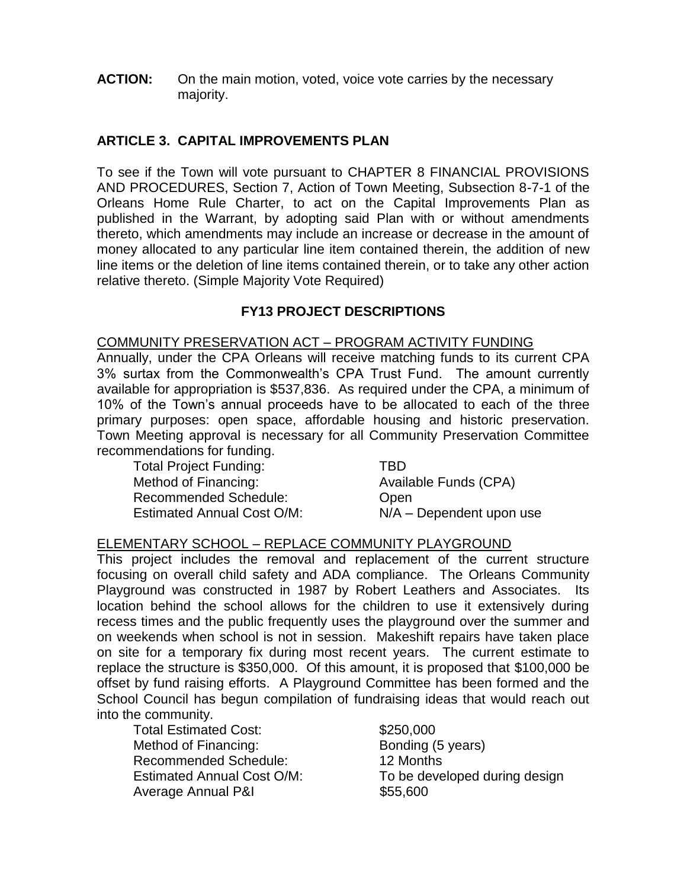**ACTION:** On the main motion, voted, voice vote carries by the necessary majority.

## ARTICLE 3. CAPITAL IMPROVEMENTS PLAN

To see if the Town will vote pursuant to CHAPTER 8 FINANCIAL PROVISIONS AND PROCEDURES, Section 7, Action of Town Meeting, Subsection 8-7-1 of the Orleans Home Rule Charter, to act on the Capital Improvements Plan as published in the Warrant, by adopting said Plan with or without amendments thereto, which amendments may include an increase or decrease in the amount of money allocated to any particular line item contained therein, the addition of new line items or the deletion of line items contained therein, or to take any other action relative thereto. (Simple Majority Vote Required)

### FY13 PROJECT DESCRIPTIONS

COMMUNITY PRESERVATION ACT – PROGRAM ACTIVITY FUNDING

Annually, under the CPA Orleans will receive matching funds to its current CPA 3% surtax from the Commonwealth's CPA Trust Fund. The amount currently available for appropriation is $537,836. As required under the CPA, a minimum of 10% of the Town's annual proceeds have to be allocated to each of the three primary purposes: open space, affordable housing and historic preservation. Town Meeting approval is necessary for all Community Preservation Committee recommendations for funding.

| | |
|---|---|
| Total Project Funding: | TBD |
| Method of Financing: | Available Funds (CPA) |
| Recommended Schedule: | Open |
| Estimated Annual Cost O/M: | N/A – Dependent upon use |

ELEMENTARY SCHOOL – REPLACE COMMUNITY PLAYGROUND

This project includes the removal and replacement of the current structure focusing on overall child safety and ADA compliance. The Orleans Community Playground was constructed in 1987 by Robert Leathers and Associates. Its location behind the school allows for the children to use it extensively during recess times and the public frequently uses the playground over the summer and on weekends when school is not in session. Makeshift repairs have taken place on site for a temporary fix during most recent years. The current estimate to replace the structure is $350,000. Of this amount, it is proposed that $100,000 be offset by fund raising efforts. A Playground Committee has been formed and the School Council has begun compilation of fundraising ideas that would reach out into the community.

| | |
|---|---|
| Total Estimated Cost: | $250,000 |
| Method of Financing: | Bonding (5 years) |
| Recommended Schedule: | 12 Months |
| Estimated Annual Cost O/M: | To be developed during design |
| Average Annual P&I | $55,600 |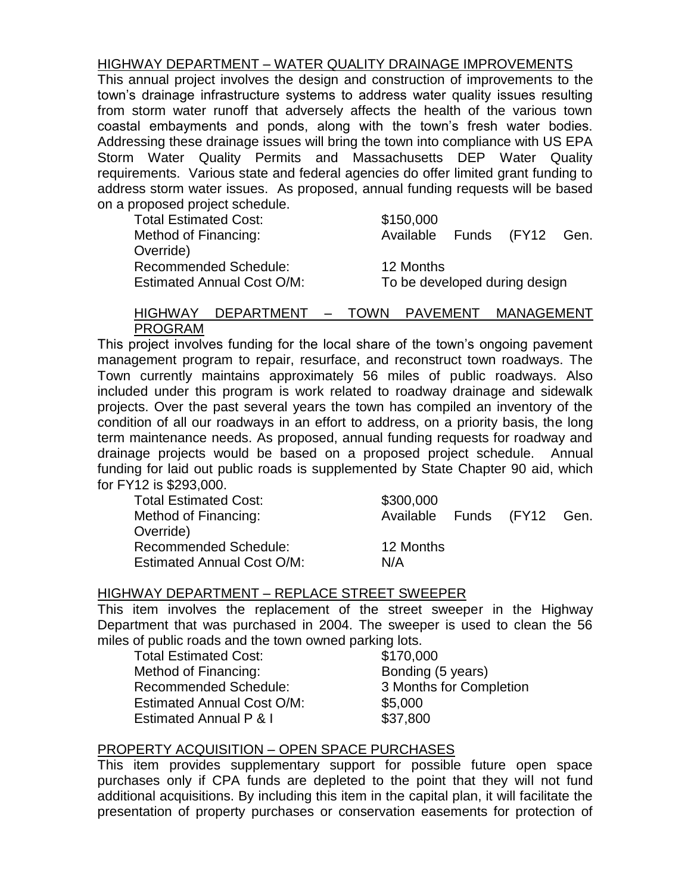HIGHWAY DEPARTMENT – WATER QUALITY DRAINAGE IMPROVEMENTS

This annual project involves the design and construction of improvements to the town's drainage infrastructure systems to address water quality issues resulting from storm water runoff that adversely affects the health of the various town coastal embayments and ponds, along with the town's fresh water bodies. Addressing these drainage issues will bring the town into compliance with US EPA Storm Water Quality Permits and Massachusetts DEP Water Quality requirements. Various state and federal agencies do offer limited grant funding to address storm water issues. As proposed, annual funding requests will be based on a proposed project schedule.

| | |
|---|---|
| Total Estimated Cost: | $150,000 |
| Method of Financing: | Available Funds (FY12 Gen. Override) |
| Recommended Schedule: | 12 Months |
| Estimated Annual Cost O/M: | To be developed during design |

HIGHWAY DEPARTMENT – TOWN PAVEMENT MANAGEMENT PROGRAM

This project involves funding for the local share of the town's ongoing pavement management program to repair, resurface, and reconstruct town roadways. The Town currently maintains approximately 56 miles of public roadways. Also included under this program is work related to roadway drainage and sidewalk projects. Over the past several years the town has compiled an inventory of the condition of all our roadways in an effort to address, on a priority basis, the long term maintenance needs. As proposed, annual funding requests for roadway and drainage projects would be based on a proposed project schedule. Annual funding for laid out public roads is supplemented by State Chapter 90 aid, which for FY12 is $293,000.

| | |
|---|---|
| Total Estimated Cost: | $300,000 |
| Method of Financing: | Available Funds (FY12 Gen. Override) |
| Recommended Schedule: | 12 Months |
| Estimated Annual Cost O/M: | N/A |

HIGHWAY DEPARTMENT – REPLACE STREET SWEEPER

This item involves the replacement of the street sweeper in the Highway Department that was purchased in 2004. The sweeper is used to clean the 56 miles of public roads and the town owned parking lots.

| | |
|---|---|
| Total Estimated Cost: | $170,000 |
| Method of Financing: | Bonding (5 years) |
| Recommended Schedule: | 3 Months for Completion |
| Estimated Annual Cost O/M: | $5,000 |
| Estimated Annual P & I | $37,800 |

PROPERTY ACQUISITION – OPEN SPACE PURCHASES

This item provides supplementary support for possible future open space purchases only if CPA funds are depleted to the point that they will not fund additional acquisitions. By including this item in the capital plan, it will facilitate the presentation of property purchases or conservation easements for protection of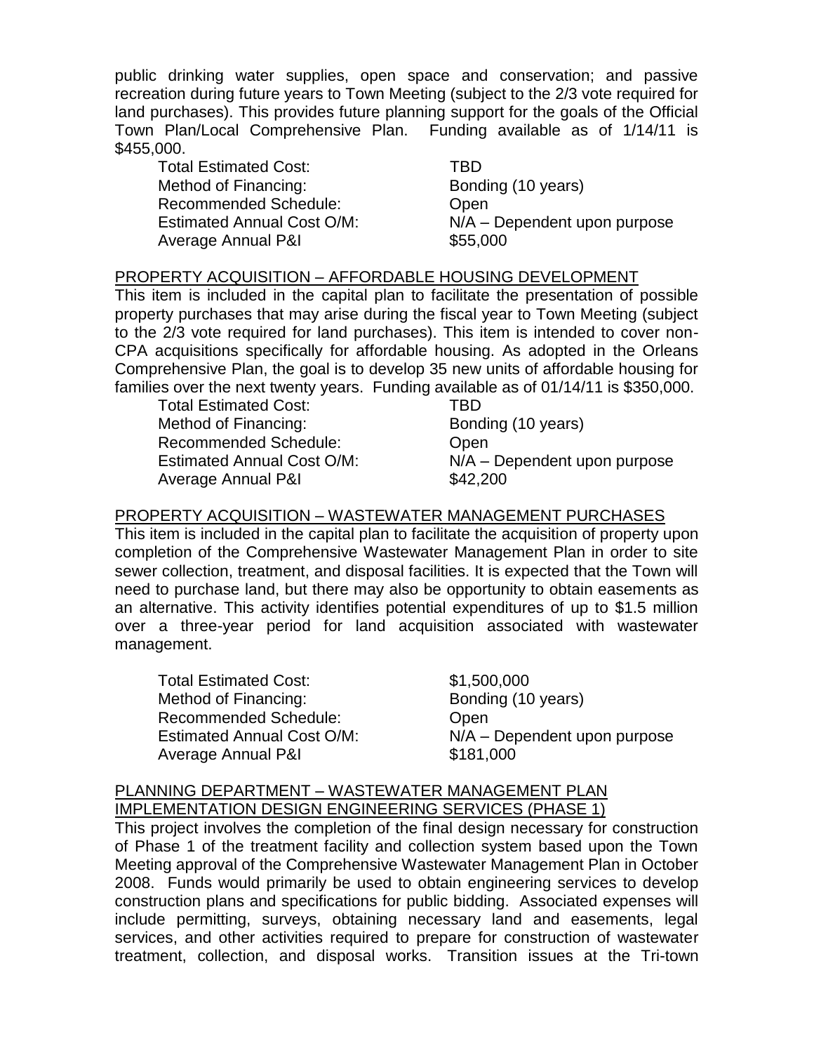public drinking water supplies, open space and conservation; and passive recreation during future years to Town Meeting (subject to the 2/3 vote required for land purchases). This provides future planning support for the goals of the Official Town Plan/Local Comprehensive Plan. Funding available as of 1/14/11 is $455,000.

| | |
|---|---|
| Total Estimated Cost: | TBD |
| Method of Financing: | Bonding (10 years) |
| Recommended Schedule: | Open |
| Estimated Annual Cost O/M: | N/A – Dependent upon purpose |
| Average Annual P&I | $55,000 |

PROPERTY ACQUISITION – AFFORDABLE HOUSING DEVELOPMENT

This item is included in the capital plan to facilitate the presentation of possible property purchases that may arise during the fiscal year to Town Meeting (subject to the 2/3 vote required for land purchases). This item is intended to cover non-CPA acquisitions specifically for affordable housing. As adopted in the Orleans Comprehensive Plan, the goal is to develop 35 new units of affordable housing for families over the next twenty years. Funding available as of 01/14/11 is $350,000.

| | |
|---|---|
| Total Estimated Cost: | TBD |
| Method of Financing: | Bonding (10 years) |
| Recommended Schedule: | Open |
| Estimated Annual Cost O/M: | N/A – Dependent upon purpose |
| Average Annual P&I | $42,200 |

PROPERTY ACQUISITION – WASTEWATER MANAGEMENT PURCHASES

This item is included in the capital plan to facilitate the acquisition of property upon completion of the Comprehensive Wastewater Management Plan in order to site sewer collection, treatment, and disposal facilities. It is expected that the Town will need to purchase land, but there may also be opportunity to obtain easements as an alternative. This activity identifies potential expenditures of up to $1.5 million over a three-year period for land acquisition associated with wastewater management.

| | |
|---|---|
| Total Estimated Cost: | $1,500,000 |
| Method of Financing: | Bonding (10 years) |
| Recommended Schedule: | Open |
| Estimated Annual Cost O/M: | N/A – Dependent upon purpose |
| Average Annual P&I | $181,000 |

PLANNING DEPARTMENT – WASTEWATER MANAGEMENT PLAN IMPLEMENTATION DESIGN ENGINEERING SERVICES (PHASE 1)

This project involves the completion of the final design necessary for construction of Phase 1 of the treatment facility and collection system based upon the Town Meeting approval of the Comprehensive Wastewater Management Plan in October 2008. Funds would primarily be used to obtain engineering services to develop construction plans and specifications for public bidding. Associated expenses will include permitting, surveys, obtaining necessary land and easements, legal services, and other activities required to prepare for construction of wastewater treatment, collection, and disposal works. Transition issues at the Tri-town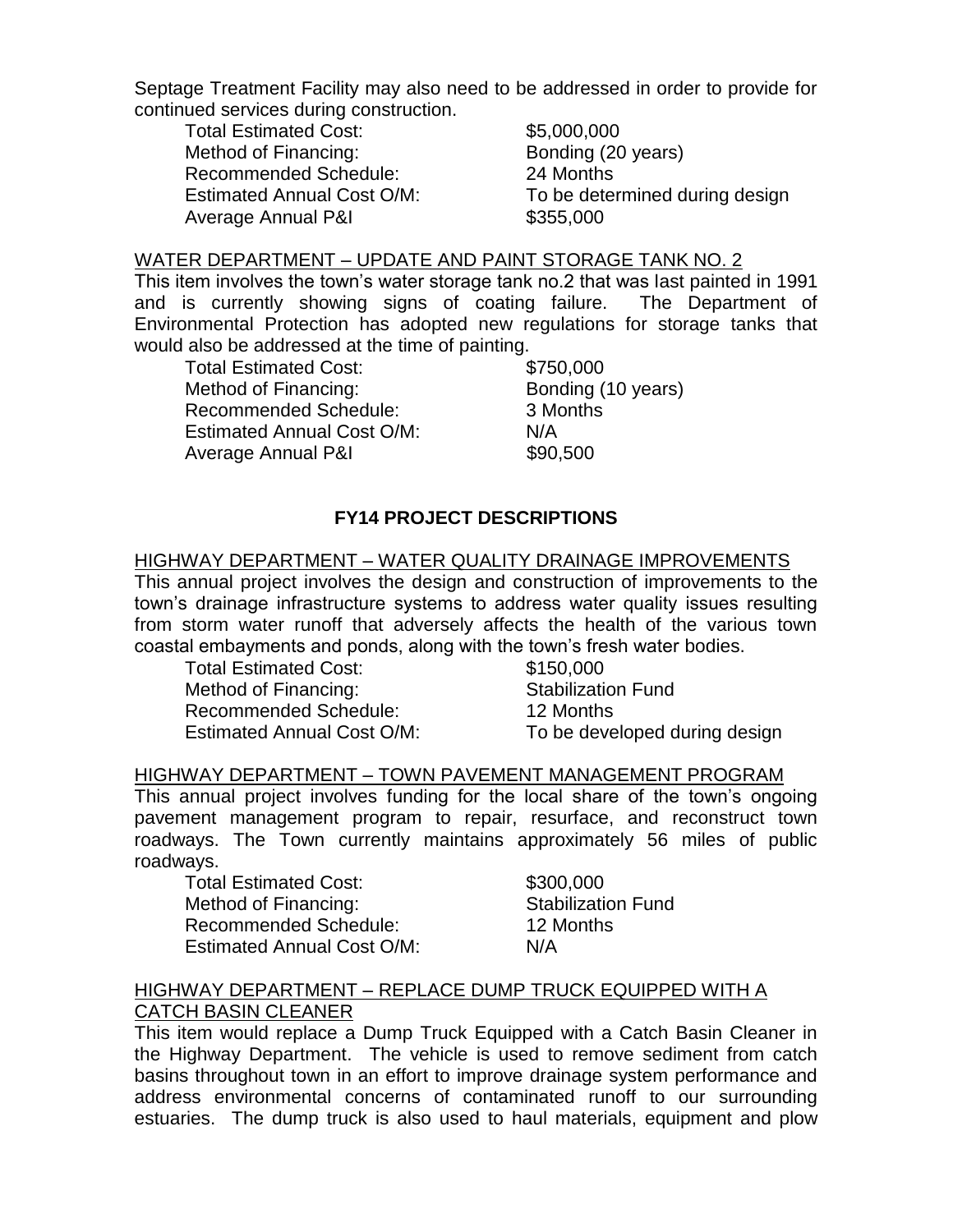Septage Treatment Facility may also need to be addressed in order to provide for continued services during construction.

| | |
|---|---|
| Total Estimated Cost: | $5,000,000 |
| Method of Financing: | Bonding (20 years) |
| Recommended Schedule: | 24 Months |
| Estimated Annual Cost O/M: | To be determined during design |
| Average Annual P&I | $355,000 |

<u>WATER DEPARTMENT – UPDATE AND PAINT STORAGE TANK NO. 2</u>

This item involves the town's water storage tank no.2 that was last painted in 1991 and is currently showing signs of coating failure. The Department of Environmental Protection has adopted new regulations for storage tanks that would also be addressed at the time of painting.

| | |
|---|---|
| Total Estimated Cost: | $750,000 |
| Method of Financing: | Bonding (10 years) |
| Recommended Schedule: | 3 Months |
| Estimated Annual Cost O/M: | N/A |
| Average Annual P&I | $90,500 |

## FY14 PROJECT DESCRIPTIONS

<u>HIGHWAY DEPARTMENT – WATER QUALITY DRAINAGE IMPROVEMENTS</u>

This annual project involves the design and construction of improvements to the town's drainage infrastructure systems to address water quality issues resulting from storm water runoff that adversely affects the health of the various town coastal embayments and ponds, along with the town's fresh water bodies.

| | |
|---|---|
| Total Estimated Cost: | $150,000 |
| Method of Financing: | Stabilization Fund |
| Recommended Schedule: | 12 Months |
| Estimated Annual Cost O/M: | To be developed during design |

<u>HIGHWAY DEPARTMENT – TOWN PAVEMENT MANAGEMENT PROGRAM</u>

This annual project involves funding for the local share of the town's ongoing pavement management program to repair, resurface, and reconstruct town roadways. The Town currently maintains approximately 56 miles of public roadways.

| | |
|---|---|
| Total Estimated Cost: | $300,000 |
| Method of Financing: | Stabilization Fund |
| Recommended Schedule: | 12 Months |
| Estimated Annual Cost O/M: | N/A |

<u>HIGHWAY DEPARTMENT – REPLACE DUMP TRUCK EQUIPPED WITH A CATCH BASIN CLEANER</u>

This item would replace a Dump Truck Equipped with a Catch Basin Cleaner in the Highway Department. The vehicle is used to remove sediment from catch basins throughout town in an effort to improve drainage system performance and address environmental concerns of contaminated runoff to our surrounding estuaries. The dump truck is also used to haul materials, equipment and plow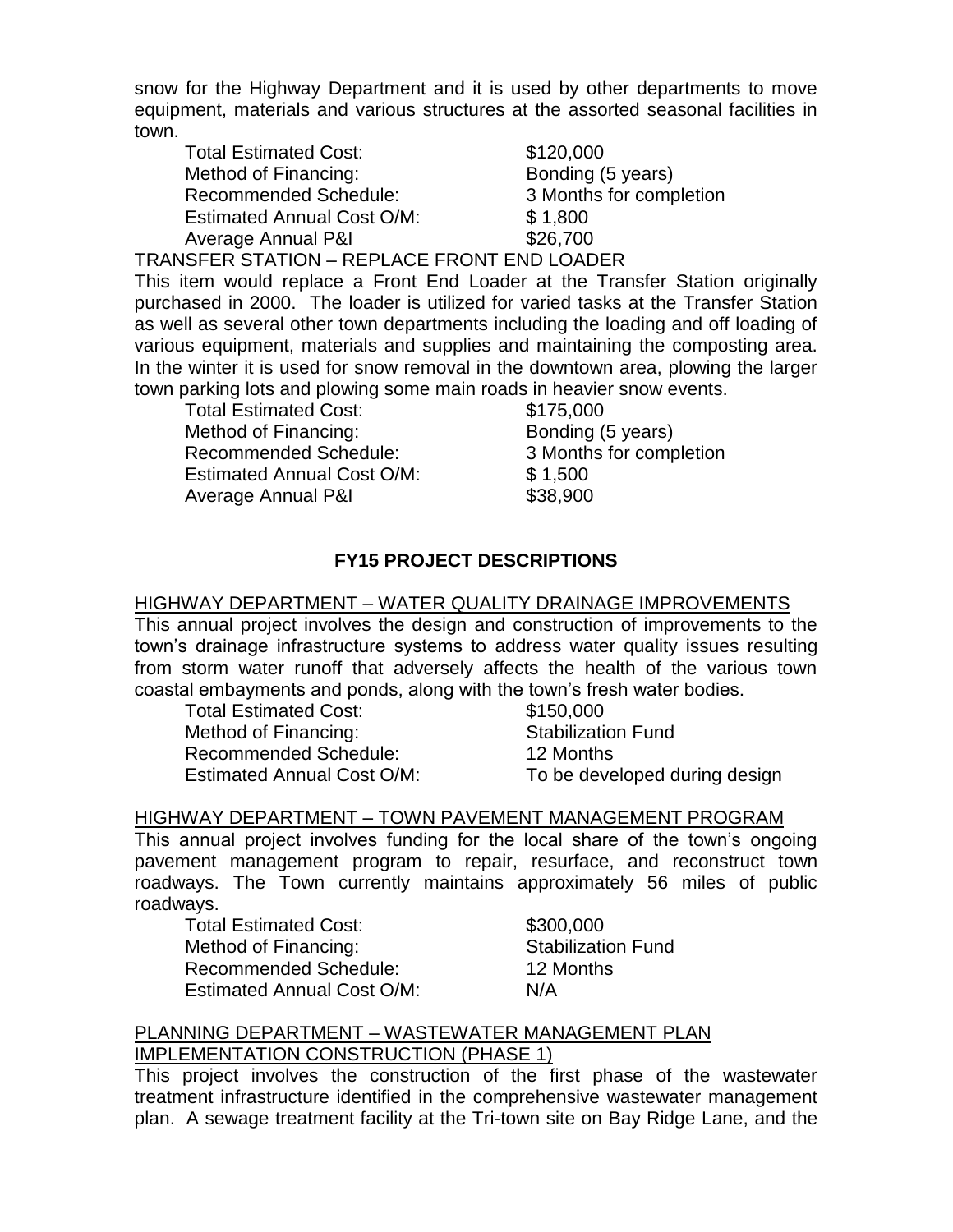snow for the Highway Department and it is used by other departments to move equipment, materials and various structures at the assorted seasonal facilities in town.

| | |
|---|---|
| Total Estimated Cost: | $120,000 |
| Method of Financing: | Bonding (5 years) |
| Recommended Schedule: | 3 Months for completion |
| Estimated Annual Cost O/M: | $ 1,800 |
| Average Annual P&I | $26,700 |

TRANSFER STATION – REPLACE FRONT END LOADER

This item would replace a Front End Loader at the Transfer Station originally purchased in 2000. The loader is utilized for varied tasks at the Transfer Station as well as several other town departments including the loading and off loading of various equipment, materials and supplies and maintaining the composting area. In the winter it is used for snow removal in the downtown area, plowing the larger town parking lots and plowing some main roads in heavier snow events.

| | |
|---|---|
| Total Estimated Cost: | $175,000 |
| Method of Financing: | Bonding (5 years) |
| Recommended Schedule: | 3 Months for completion |
| Estimated Annual Cost O/M: | $ 1,500 |
| Average Annual P&I | $38,900 |

## FY15 PROJECT DESCRIPTIONS

HIGHWAY DEPARTMENT – WATER QUALITY DRAINAGE IMPROVEMENTS

This annual project involves the design and construction of improvements to the town's drainage infrastructure systems to address water quality issues resulting from storm water runoff that adversely affects the health of the various town coastal embayments and ponds, along with the town's fresh water bodies.

| | |
|---|---|
| Total Estimated Cost: | $150,000 |
| Method of Financing: | Stabilization Fund |
| Recommended Schedule: | 12 Months |
| Estimated Annual Cost O/M: | To be developed during design |

HIGHWAY DEPARTMENT – TOWN PAVEMENT MANAGEMENT PROGRAM

This annual project involves funding for the local share of the town's ongoing pavement management program to repair, resurface, and reconstruct town roadways. The Town currently maintains approximately 56 miles of public roadways.

| | |
|---|---|
| Total Estimated Cost: | $300,000 |
| Method of Financing: | Stabilization Fund |
| Recommended Schedule: | 12 Months |
| Estimated Annual Cost O/M: | N/A |

PLANNING DEPARTMENT – WASTEWATER MANAGEMENT PLAN IMPLEMENTATION CONSTRUCTION (PHASE 1)

This project involves the construction of the first phase of the wastewater treatment infrastructure identified in the comprehensive wastewater management plan. A sewage treatment facility at the Tri-town site on Bay Ridge Lane, and the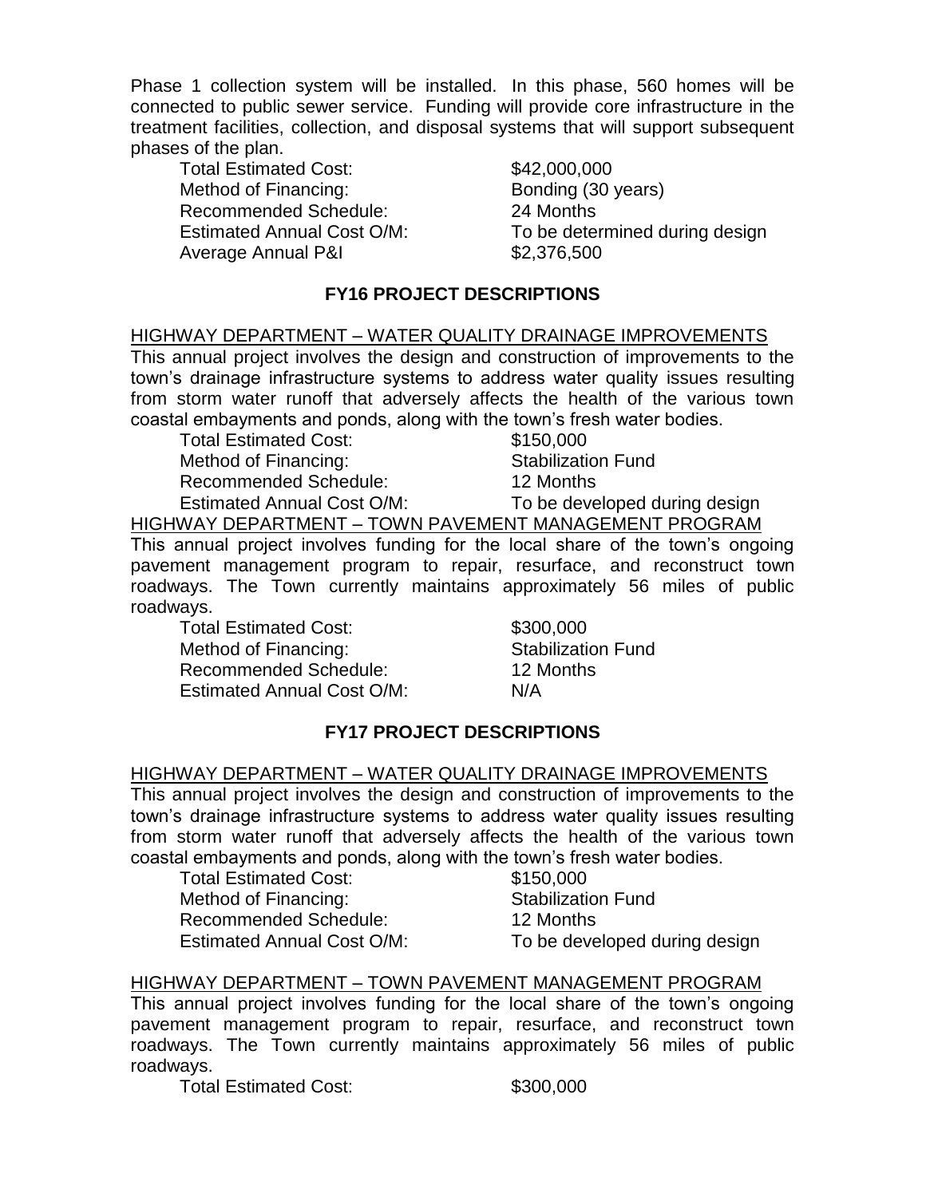Phase 1 collection system will be installed. In this phase, 560 homes will be connected to public sewer service. Funding will provide core infrastructure in the treatment facilities, collection, and disposal systems that will support subsequent phases of the plan.

| | |
|---|---|
| Total Estimated Cost: | $42,000,000 |
| Method of Financing: | Bonding (30 years) |
| Recommended Schedule: | 24 Months |
| Estimated Annual Cost O/M: | To be determined during design |
| Average Annual P&I | $2,376,500 |

## FY16 PROJECT DESCRIPTIONS

<u>HIGHWAY DEPARTMENT – WATER QUALITY DRAINAGE IMPROVEMENTS</u>

This annual project involves the design and construction of improvements to the town's drainage infrastructure systems to address water quality issues resulting from storm water runoff that adversely affects the health of the various town coastal embayments and ponds, along with the town's fresh water bodies.

| | |
|---|---|
| Total Estimated Cost: | $150,000 |
| Method of Financing: | Stabilization Fund |
| Recommended Schedule: | 12 Months |
| Estimated Annual Cost O/M: | To be developed during design |

<u>HIGHWAY DEPARTMENT – TOWN PAVEMENT MANAGEMENT PROGRAM</u>

This annual project involves funding for the local share of the town's ongoing pavement management program to repair, resurface, and reconstruct town roadways. The Town currently maintains approximately 56 miles of public roadways.

| | |
|---|---|
| Total Estimated Cost: | $300,000 |
| Method of Financing: | Stabilization Fund |
| Recommended Schedule: | 12 Months |
| Estimated Annual Cost O/M: | N/A |

## FY17 PROJECT DESCRIPTIONS

<u>HIGHWAY DEPARTMENT – WATER QUALITY DRAINAGE IMPROVEMENTS</u>

This annual project involves the design and construction of improvements to the town's drainage infrastructure systems to address water quality issues resulting from storm water runoff that adversely affects the health of the various town coastal embayments and ponds, along with the town's fresh water bodies.

| | |
|---|---|
| Total Estimated Cost: | $150,000 |
| Method of Financing: | Stabilization Fund |
| Recommended Schedule: | 12 Months |
| Estimated Annual Cost O/M: | To be developed during design |

<u>HIGHWAY DEPARTMENT – TOWN PAVEMENT MANAGEMENT PROGRAM</u>

This annual project involves funding for the local share of the town's ongoing pavement management program to repair, resurface, and reconstruct town roadways. The Town currently maintains approximately 56 miles of public roadways.

| | |
|---|---|
| Total Estimated Cost: | $300,000 |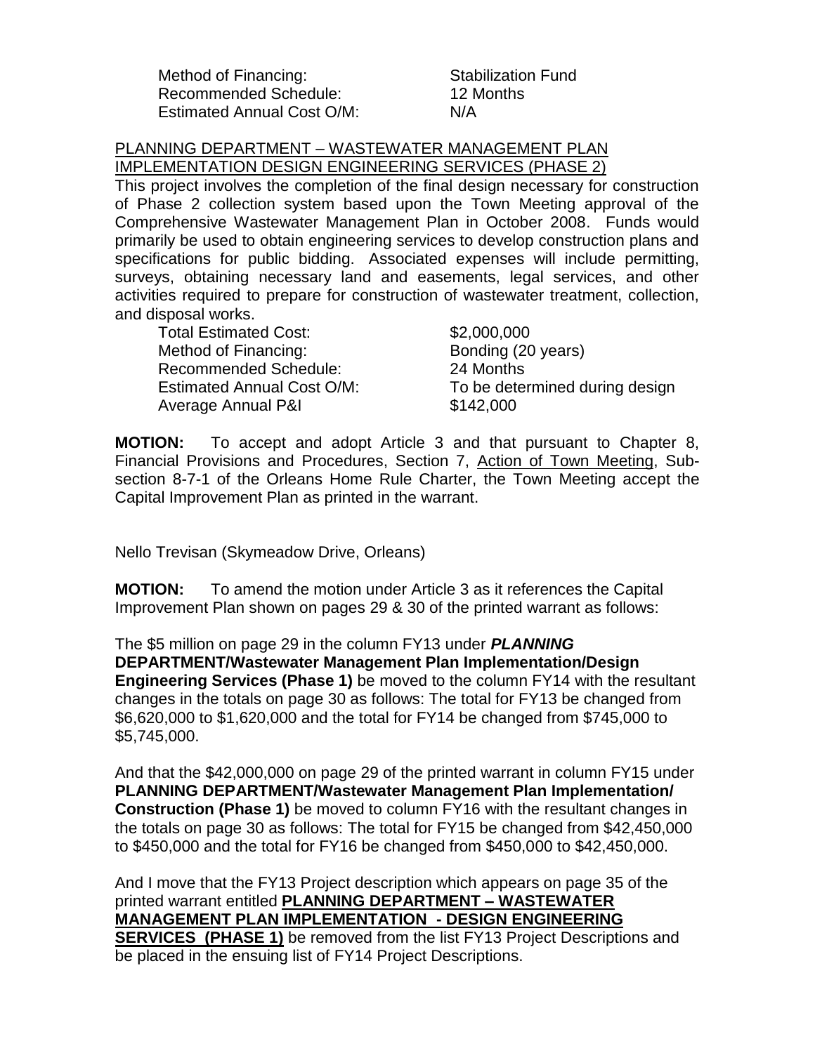| | |
|---|---|
| Method of Financing: | Stabilization Fund |
| Recommended Schedule: | 12 Months |
| Estimated Annual Cost O/M: | N/A |

PLANNING DEPARTMENT – WASTEWATER MANAGEMENT PLAN IMPLEMENTATION DESIGN ENGINEERING SERVICES (PHASE 2)

This project involves the completion of the final design necessary for construction of Phase 2 collection system based upon the Town Meeting approval of the Comprehensive Wastewater Management Plan in October 2008. Funds would primarily be used to obtain engineering services to develop construction plans and specifications for public bidding. Associated expenses will include permitting, surveys, obtaining necessary land and easements, legal services, and other activities required to prepare for construction of wastewater treatment, collection, and disposal works.

| | |
|---|---|
| Total Estimated Cost: | $2,000,000 |
| Method of Financing: | Bonding (20 years) |
| Recommended Schedule: | 24 Months |
| Estimated Annual Cost O/M: | To be determined during design |
| Average Annual P&I | $142,000 |

**MOTION:** To accept and adopt Article 3 and that pursuant to Chapter 8, Financial Provisions and Procedures, Section 7, Action of Town Meeting, Sub-section 8-7-1 of the Orleans Home Rule Charter, the Town Meeting accept the Capital Improvement Plan as printed in the warrant.

Nello Trevisan (Skymeadow Drive, Orleans)

**MOTION:** To amend the motion under Article 3 as it references the Capital Improvement Plan shown on pages 29 & 30 of the printed warrant as follows:

The $5 million on page 29 in the column FY13 under ***PLANNING*** **DEPARTMENT/Wastewater Management Plan Implementation/Design Engineering Services (Phase 1)** be moved to the column FY14 with the resultant changes in the totals on page 30 as follows: The total for FY13 be changed from $6,620,000 to $1,620,000 and the total for FY14 be changed from $745,000 to $5,745,000.

And that the $42,000,000 on page 29 of the printed warrant in column FY15 under **PLANNING DEPARTMENT/Wastewater Management Plan Implementation/ Construction (Phase 1)** be moved to column FY16 with the resultant changes in the totals on page 30 as follows: The total for FY15 be changed from $42,450,000 to $450,000 and the total for FY16 be changed from $450,000 to $42,450,000.

And I move that the FY13 Project description which appears on page 35 of the printed warrant entitled **PLANNING DEPARTMENT – WASTEWATER MANAGEMENT PLAN IMPLEMENTATION - DESIGN ENGINEERING SERVICES (PHASE 1)** be removed from the list FY13 Project Descriptions and be placed in the ensuing list of FY14 Project Descriptions.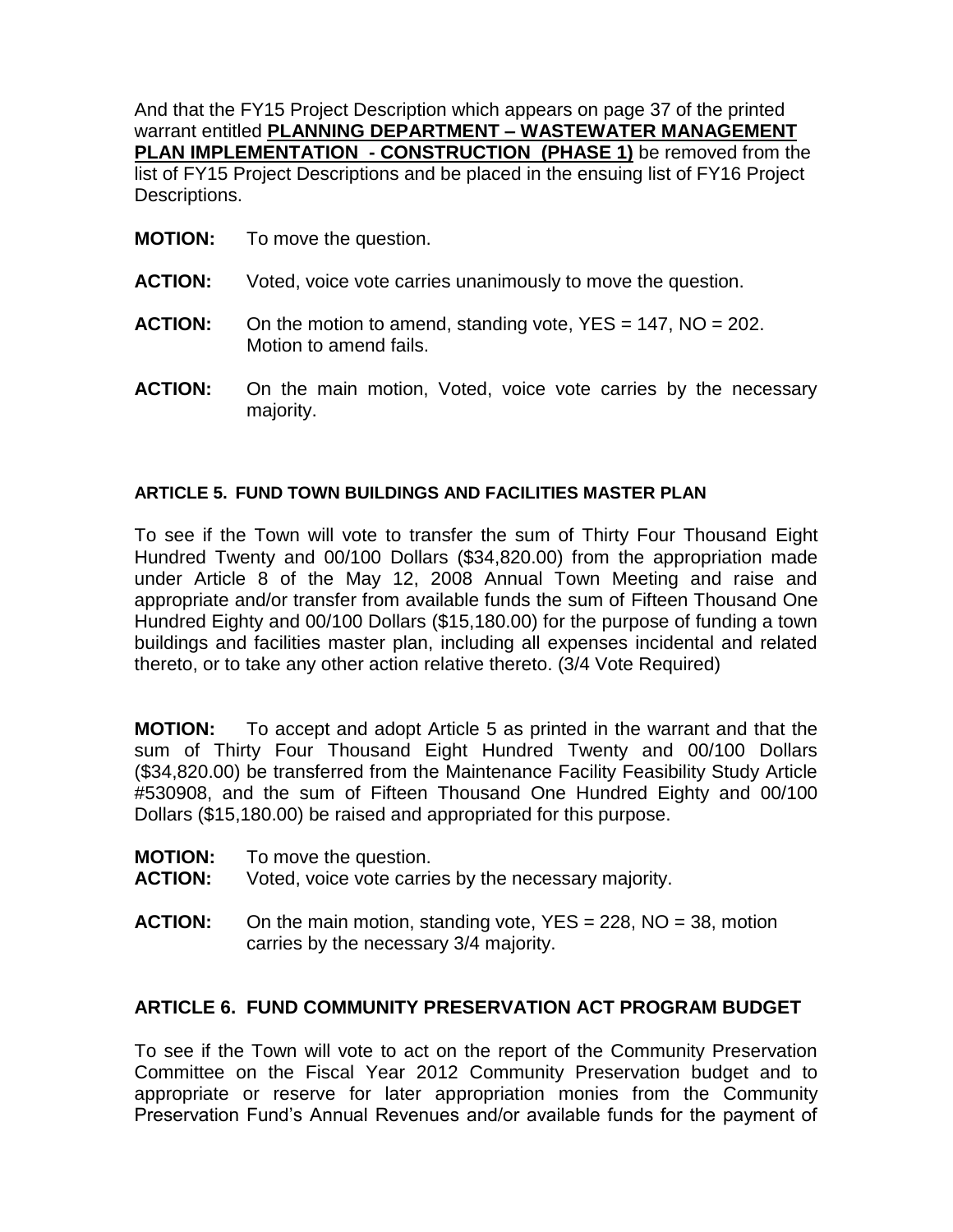And that the FY15 Project Description which appears on page 37 of the printed warrant entitled **PLANNING DEPARTMENT – WASTEWATER MANAGEMENT PLAN IMPLEMENTATION - CONSTRUCTION (PHASE 1)** be removed from the list of FY15 Project Descriptions and be placed in the ensuing list of FY16 Project Descriptions.

**MOTION:** To move the question.

**ACTION:** Voted, voice vote carries unanimously to move the question.

**ACTION:** On the motion to amend, standing vote, YES = 147, NO = 202. Motion to amend fails.

**ACTION:** On the main motion, Voted, voice vote carries by the necessary majority.

### ARTICLE 5. FUND TOWN BUILDINGS AND FACILITIES MASTER PLAN

To see if the Town will vote to transfer the sum of Thirty Four Thousand Eight Hundred Twenty and 00/100 Dollars ($34,820.00) from the appropriation made under Article 8 of the May 12, 2008 Annual Town Meeting and raise and appropriate and/or transfer from available funds the sum of Fifteen Thousand One Hundred Eighty and 00/100 Dollars ($15,180.00) for the purpose of funding a town buildings and facilities master plan, including all expenses incidental and related thereto, or to take any other action relative thereto. (3/4 Vote Required)

**MOTION:** To accept and adopt Article 5 as printed in the warrant and that the sum of Thirty Four Thousand Eight Hundred Twenty and 00/100 Dollars ($34,820.00) be transferred from the Maintenance Facility Feasibility Study Article #530908, and the sum of Fifteen Thousand One Hundred Eighty and 00/100 Dollars ($15,180.00) be raised and appropriated for this purpose.

**MOTION:** To move the question.
**ACTION:** Voted, voice vote carries by the necessary majority.

**ACTION:** On the main motion, standing vote, YES = 228, NO = 38, motion carries by the necessary 3/4 majority.

### ARTICLE 6. FUND COMMUNITY PRESERVATION ACT PROGRAM BUDGET

To see if the Town will vote to act on the report of the Community Preservation Committee on the Fiscal Year 2012 Community Preservation budget and to appropriate or reserve for later appropriation monies from the Community Preservation Fund's Annual Revenues and/or available funds for the payment of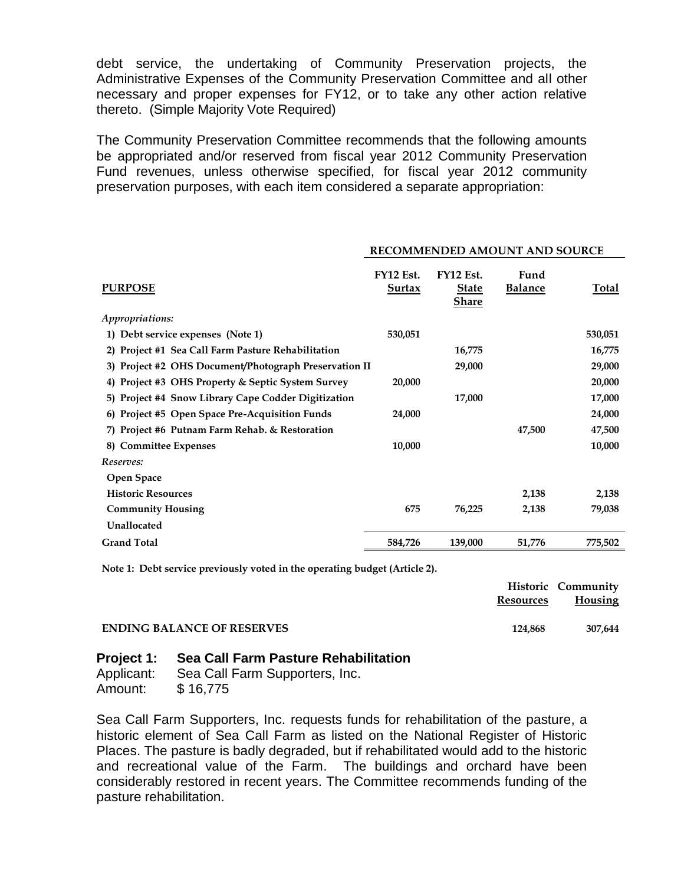debt service, the undertaking of Community Preservation projects, the Administrative Expenses of the Community Preservation Committee and all other necessary and proper expenses for FY12, or to take any other action relative thereto. (Simple Majority Vote Required)

The Community Preservation Committee recommends that the following amounts be appropriated and/or reserved from fiscal year 2012 Community Preservation Fund revenues, unless otherwise specified, for fiscal year 2012 community preservation purposes, with each item considered a separate appropriation:

| | RECOMMENDED AMOUNT AND SOURCE | | | |
|---|---|---|---|---|
| **PURPOSE** | **FY12 Est. Surtax** | **FY12 Est. State Share** | **Fund Balance** | **Total** |
| *Appropriations:* | | | | |
| 1) Debt service expenses (Note 1) | 530,051 | | | 530,051 |
| 2) Project #1 Sea Call Farm Pasture Rehabilitation | | 16,775 | | 16,775 |
| 3) Project #2 OHS Document/Photograph Preservation II | | 29,000 | | 29,000 |
| 4) Project #3 OHS Property & Septic System Survey | 20,000 | | | 20,000 |
| 5) Project #4 Snow Library Cape Codder Digitization | | 17,000 | | 17,000 |
| 6) Project #5 Open Space Pre-Acquisition Funds | 24,000 | | | 24,000 |
| 7) Project #6 Putnam Farm Rehab. & Restoration | | | 47,500 | 47,500 |
| 8) Committee Expenses | 10,000 | | | 10,000 |
| *Reserves:* | | | | |
| Open Space | | | | |
| Historic Resources | | | 2,138 | 2,138 |
| Community Housing | 675 | 76,225 | 2,138 | 79,038 |
| Unallocated | | | | |
| Grand Total | 584,726 | 139,000 | 51,776 | 775,502 |

Note 1: Debt service previously voted in the operating budget (Article 2).

| | Historic Resources | Community Housing |
|---|---|---|
| ENDING BALANCE OF RESERVES | 124,868 | 307,644 |

**Project 1: Sea Call Farm Pasture Rehabilitation**
Applicant: Sea Call Farm Supporters, Inc.
Amount: $ 16,775

Sea Call Farm Supporters, Inc. requests funds for rehabilitation of the pasture, a historic element of Sea Call Farm as listed on the National Register of Historic Places. The pasture is badly degraded, but if rehabilitated would add to the historic and recreational value of the Farm. The buildings and orchard have been considerably restored in recent years. The Committee recommends funding of the pasture rehabilitation.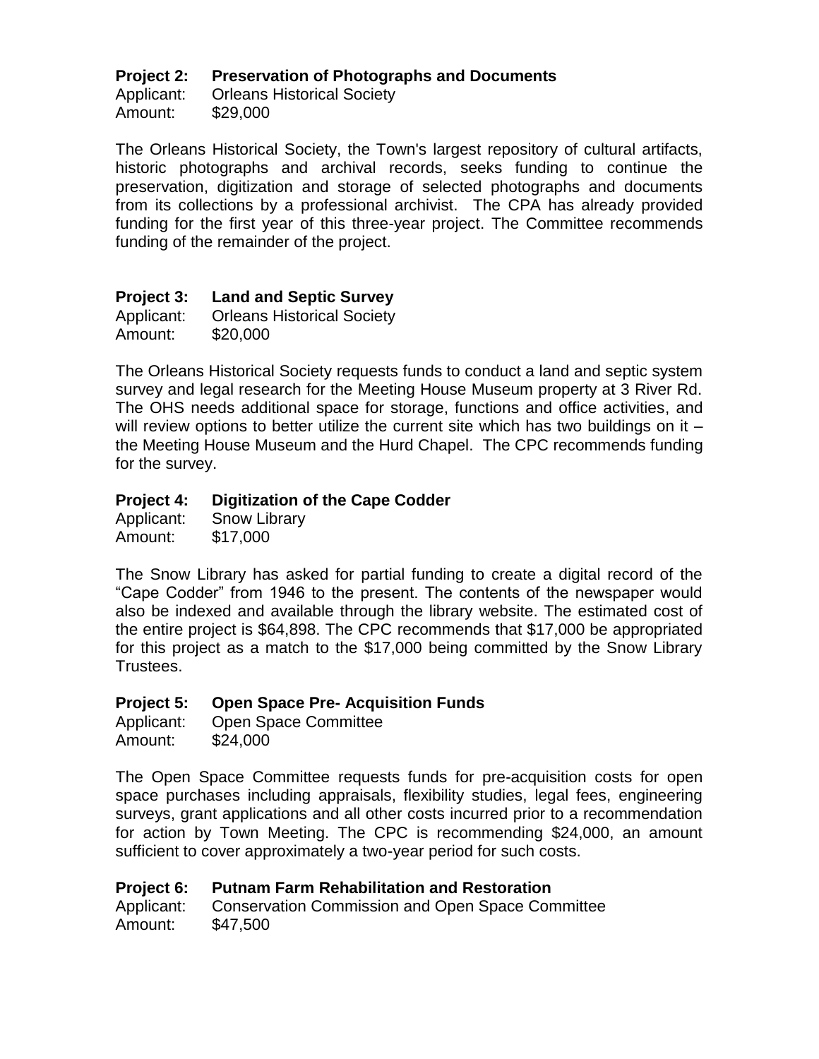**Project 2: Preservation of Photographs and Documents**
Applicant: Orleans Historical Society
Amount: $29,000

The Orleans Historical Society, the Town's largest repository of cultural artifacts, historic photographs and archival records, seeks funding to continue the preservation, digitization and storage of selected photographs and documents from its collections by a professional archivist. The CPA has already provided funding for the first year of this three-year project. The Committee recommends funding of the remainder of the project.

**Project 3: Land and Septic Survey**
Applicant: Orleans Historical Society
Amount: $20,000

The Orleans Historical Society requests funds to conduct a land and septic system survey and legal research for the Meeting House Museum property at 3 River Rd. The OHS needs additional space for storage, functions and office activities, and will review options to better utilize the current site which has two buildings on it – the Meeting House Museum and the Hurd Chapel. The CPC recommends funding for the survey.

**Project 4: Digitization of the Cape Codder**
Applicant: Snow Library
Amount: $17,000

The Snow Library has asked for partial funding to create a digital record of the "Cape Codder" from 1946 to the present. The contents of the newspaper would also be indexed and available through the library website. The estimated cost of the entire project is $64,898. The CPC recommends that $17,000 be appropriated for this project as a match to the $17,000 being committed by the Snow Library Trustees.

**Project 5: Open Space Pre- Acquisition Funds**
Applicant: Open Space Committee
Amount: $24,000

The Open Space Committee requests funds for pre-acquisition costs for open space purchases including appraisals, flexibility studies, legal fees, engineering surveys, grant applications and all other costs incurred prior to a recommendation for action by Town Meeting. The CPC is recommending $24,000, an amount sufficient to cover approximately a two-year period for such costs.

**Project 6: Putnam Farm Rehabilitation and Restoration**
Applicant: Conservation Commission and Open Space Committee
Amount: $47,500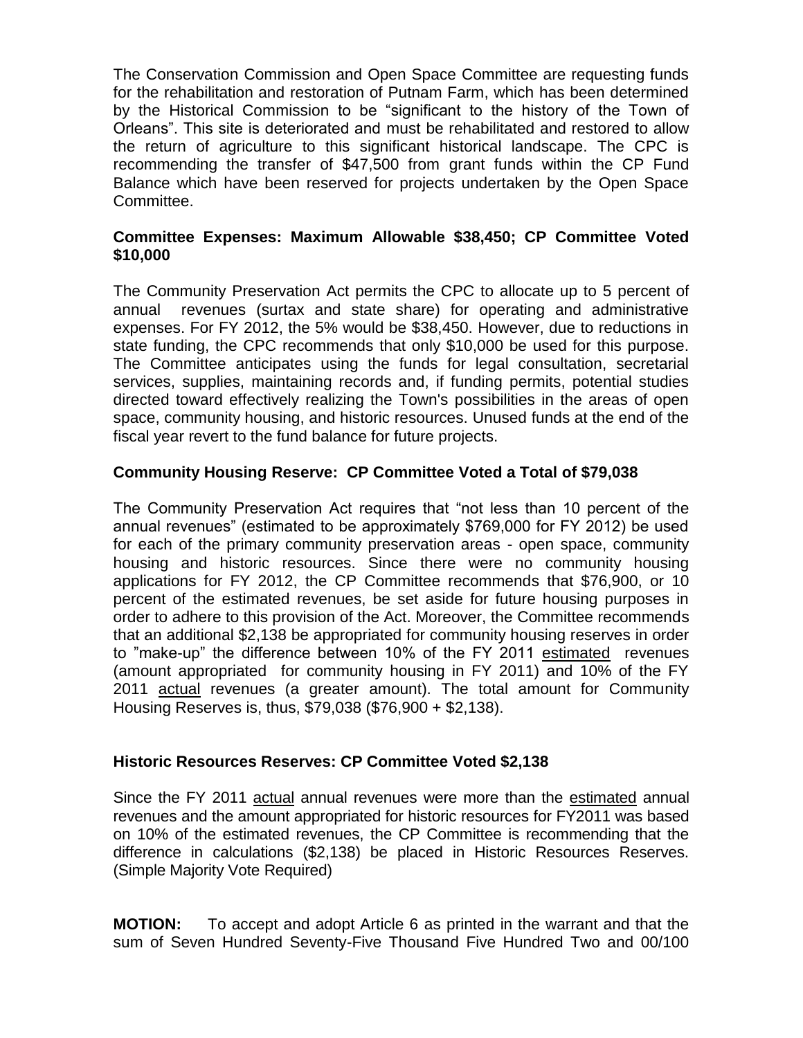The Conservation Commission and Open Space Committee are requesting funds for the rehabilitation and restoration of Putnam Farm, which has been determined by the Historical Commission to be "significant to the history of the Town of Orleans". This site is deteriorated and must be rehabilitated and restored to allow the return of agriculture to this significant historical landscape. The CPC is recommending the transfer of $47,500 from grant funds within the CP Fund Balance which have been reserved for projects undertaken by the Open Space Committee.

**Committee Expenses: Maximum Allowable $38,450; CP Committee Voted $10,000**

The Community Preservation Act permits the CPC to allocate up to 5 percent of annual revenues (surtax and state share) for operating and administrative expenses. For FY 2012, the 5% would be $38,450. However, due to reductions in state funding, the CPC recommends that only $10,000 be used for this purpose. The Committee anticipates using the funds for legal consultation, secretarial services, supplies, maintaining records and, if funding permits, potential studies directed toward effectively realizing the Town's possibilities in the areas of open space, community housing, and historic resources. Unused funds at the end of the fiscal year revert to the fund balance for future projects.

**Community Housing Reserve: CP Committee Voted a Total of $79,038**

The Community Preservation Act requires that "not less than 10 percent of the annual revenues" (estimated to be approximately $769,000 for FY 2012) be used for each of the primary community preservation areas - open space, community housing and historic resources. Since there were no community housing applications for FY 2012, the CP Committee recommends that $76,900, or 10 percent of the estimated revenues, be set aside for future housing purposes in order to adhere to this provision of the Act. Moreover, the Committee recommends that an additional $2,138 be appropriated for community housing reserves in order to "make-up" the difference between 10% of the FY 2011 estimated revenues (amount appropriated for community housing in FY 2011) and 10% of the FY 2011 actual revenues (a greater amount). The total amount for Community Housing Reserves is, thus, $79,038 ($76,900 + $2,138).

**Historic Resources Reserves: CP Committee Voted $2,138**

Since the FY 2011 actual annual revenues were more than the estimated annual revenues and the amount appropriated for historic resources for FY2011 was based on 10% of the estimated revenues, the CP Committee is recommending that the difference in calculations ($2,138) be placed in Historic Resources Reserves. (Simple Majority Vote Required)

**MOTION:** To accept and adopt Article 6 as printed in the warrant and that the sum of Seven Hundred Seventy-Five Thousand Five Hundred Two and 00/100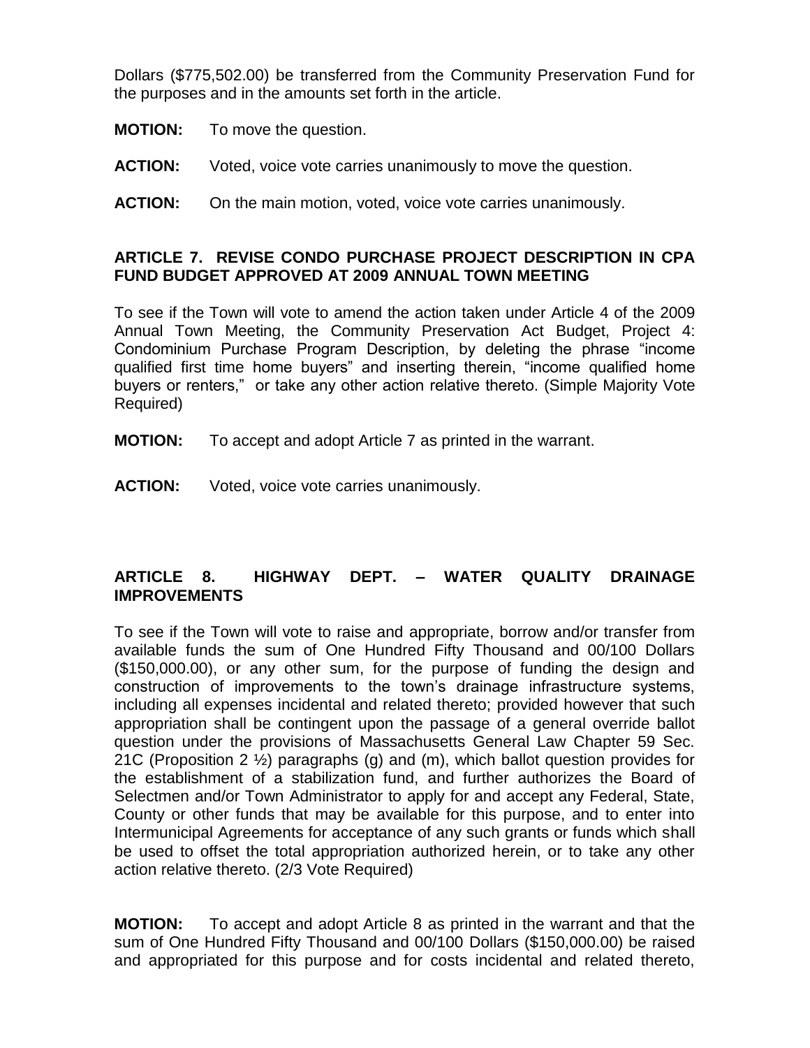Dollars ($775,502.00) be transferred from the Community Preservation Fund for the purposes and in the amounts set forth in the article.

**MOTION:** To move the question.

**ACTION:** Voted, voice vote carries unanimously to move the question.

**ACTION:** On the main motion, voted, voice vote carries unanimously.

**ARTICLE 7. REVISE CONDO PURCHASE PROJECT DESCRIPTION IN CPA FUND BUDGET APPROVED AT 2009 ANNUAL TOWN MEETING**

To see if the Town will vote to amend the action taken under Article 4 of the 2009 Annual Town Meeting, the Community Preservation Act Budget, Project 4: Condominium Purchase Program Description, by deleting the phrase "income qualified first time home buyers" and inserting therein, "income qualified home buyers or renters," or take any other action relative thereto. (Simple Majority Vote Required)

**MOTION:** To accept and adopt Article 7 as printed in the warrant.

**ACTION:** Voted, voice vote carries unanimously.

**ARTICLE 8. HIGHWAY DEPT. – WATER QUALITY DRAINAGE IMPROVEMENTS**

To see if the Town will vote to raise and appropriate, borrow and/or transfer from available funds the sum of One Hundred Fifty Thousand and 00/100 Dollars ($150,000.00), or any other sum, for the purpose of funding the design and construction of improvements to the town's drainage infrastructure systems, including all expenses incidental and related thereto; provided however that such appropriation shall be contingent upon the passage of a general override ballot question under the provisions of Massachusetts General Law Chapter 59 Sec. 21C (Proposition 2 ½) paragraphs (g) and (m), which ballot question provides for the establishment of a stabilization fund, and further authorizes the Board of Selectmen and/or Town Administrator to apply for and accept any Federal, State, County or other funds that may be available for this purpose, and to enter into Intermunicipal Agreements for acceptance of any such grants or funds which shall be used to offset the total appropriation authorized herein, or to take any other action relative thereto. (2/3 Vote Required)

**MOTION:** To accept and adopt Article 8 as printed in the warrant and that the sum of One Hundred Fifty Thousand and 00/100 Dollars ($150,000.00) be raised and appropriated for this purpose and for costs incidental and related thereto,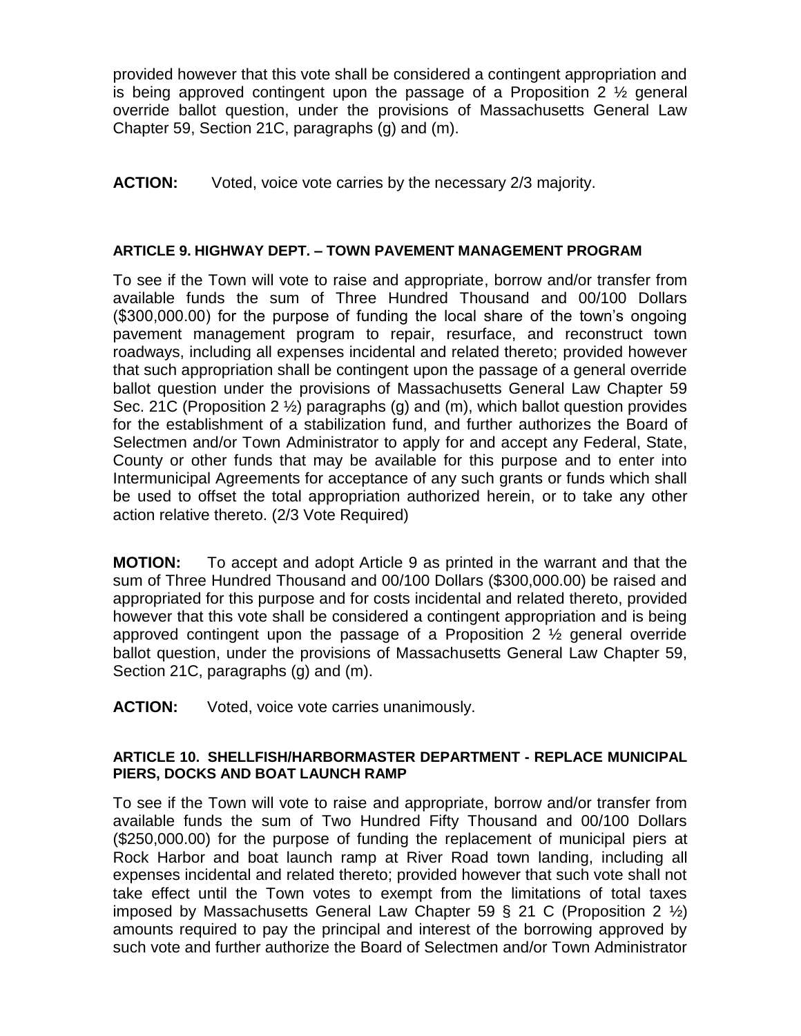provided however that this vote shall be considered a contingent appropriation and is being approved contingent upon the passage of a Proposition 2 ½ general override ballot question, under the provisions of Massachusetts General Law Chapter 59, Section 21C, paragraphs (g) and (m).

**ACTION:** Voted, voice vote carries by the necessary 2/3 majority.

#### ARTICLE 9. HIGHWAY DEPT. – TOWN PAVEMENT MANAGEMENT PROGRAM

To see if the Town will vote to raise and appropriate, borrow and/or transfer from available funds the sum of Three Hundred Thousand and 00/100 Dollars ($300,000.00) for the purpose of funding the local share of the town's ongoing pavement management program to repair, resurface, and reconstruct town roadways, including all expenses incidental and related thereto; provided however that such appropriation shall be contingent upon the passage of a general override ballot question under the provisions of Massachusetts General Law Chapter 59 Sec. 21C (Proposition 2 ½) paragraphs (g) and (m), which ballot question provides for the establishment of a stabilization fund, and further authorizes the Board of Selectmen and/or Town Administrator to apply for and accept any Federal, State, County or other funds that may be available for this purpose and to enter into Intermunicipal Agreements for acceptance of any such grants or funds which shall be used to offset the total appropriation authorized herein, or to take any other action relative thereto. (2/3 Vote Required)

**MOTION:** To accept and adopt Article 9 as printed in the warrant and that the sum of Three Hundred Thousand and 00/100 Dollars ($300,000.00) be raised and appropriated for this purpose and for costs incidental and related thereto, provided however that this vote shall be considered a contingent appropriation and is being approved contingent upon the passage of a Proposition 2 ½ general override ballot question, under the provisions of Massachusetts General Law Chapter 59, Section 21C, paragraphs (g) and (m).

**ACTION:** Voted, voice vote carries unanimously.

#### ARTICLE 10. SHELLFISH/HARBORMASTER DEPARTMENT - REPLACE MUNICIPAL PIERS, DOCKS AND BOAT LAUNCH RAMP

To see if the Town will vote to raise and appropriate, borrow and/or transfer from available funds the sum of Two Hundred Fifty Thousand and 00/100 Dollars ($250,000.00) for the purpose of funding the replacement of municipal piers at Rock Harbor and boat launch ramp at River Road town landing, including all expenses incidental and related thereto; provided however that such vote shall not take effect until the Town votes to exempt from the limitations of total taxes imposed by Massachusetts General Law Chapter 59 § 21 C (Proposition 2 ½) amounts required to pay the principal and interest of the borrowing approved by such vote and further authorize the Board of Selectmen and/or Town Administrator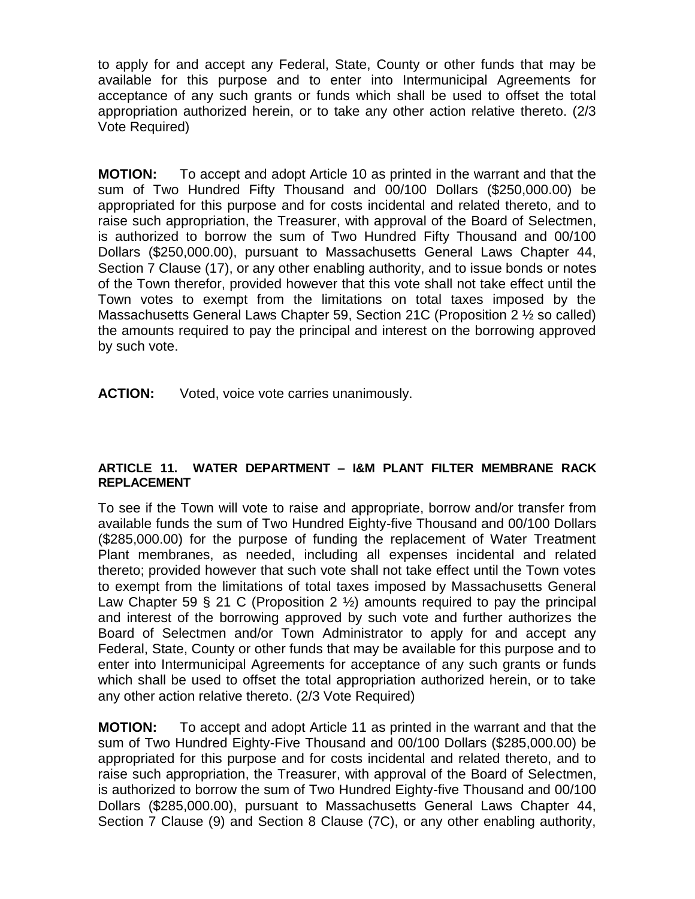to apply for and accept any Federal, State, County or other funds that may be available for this purpose and to enter into Intermunicipal Agreements for acceptance of any such grants or funds which shall be used to offset the total appropriation authorized herein, or to take any other action relative thereto. (2/3 Vote Required)

**MOTION:** To accept and adopt Article 10 as printed in the warrant and that the sum of Two Hundred Fifty Thousand and 00/100 Dollars ($250,000.00) be appropriated for this purpose and for costs incidental and related thereto, and to raise such appropriation, the Treasurer, with approval of the Board of Selectmen, is authorized to borrow the sum of Two Hundred Fifty Thousand and 00/100 Dollars ($250,000.00), pursuant to Massachusetts General Laws Chapter 44, Section 7 Clause (17), or any other enabling authority, and to issue bonds or notes of the Town therefor, provided however that this vote shall not take effect until the Town votes to exempt from the limitations on total taxes imposed by the Massachusetts General Laws Chapter 59, Section 21C (Proposition 2 ½ so called) the amounts required to pay the principal and interest on the borrowing approved by such vote.

**ACTION:** Voted, voice vote carries unanimously.

#### ARTICLE 11. WATER DEPARTMENT – I&M PLANT FILTER MEMBRANE RACK REPLACEMENT

To see if the Town will vote to raise and appropriate, borrow and/or transfer from available funds the sum of Two Hundred Eighty-five Thousand and 00/100 Dollars ($285,000.00) for the purpose of funding the replacement of Water Treatment Plant membranes, as needed, including all expenses incidental and related thereto; provided however that such vote shall not take effect until the Town votes to exempt from the limitations of total taxes imposed by Massachusetts General Law Chapter 59 § 21 C (Proposition 2 ½) amounts required to pay the principal and interest of the borrowing approved by such vote and further authorizes the Board of Selectmen and/or Town Administrator to apply for and accept any Federal, State, County or other funds that may be available for this purpose and to enter into Intermunicipal Agreements for acceptance of any such grants or funds which shall be used to offset the total appropriation authorized herein, or to take any other action relative thereto. (2/3 Vote Required)

**MOTION:** To accept and adopt Article 11 as printed in the warrant and that the sum of Two Hundred Eighty-Five Thousand and 00/100 Dollars ($285,000.00) be appropriated for this purpose and for costs incidental and related thereto, and to raise such appropriation, the Treasurer, with approval of the Board of Selectmen, is authorized to borrow the sum of Two Hundred Eighty-five Thousand and 00/100 Dollars ($285,000.00), pursuant to Massachusetts General Laws Chapter 44, Section 7 Clause (9) and Section 8 Clause (7C), or any other enabling authority,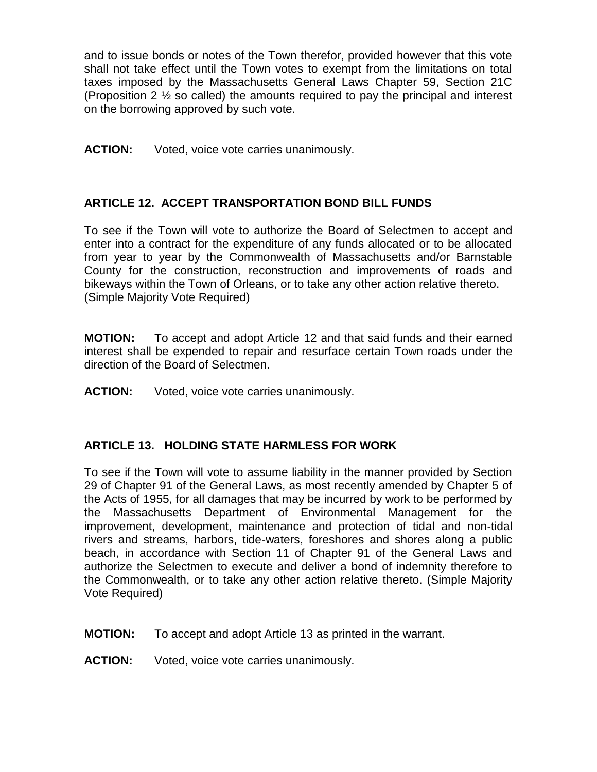and to issue bonds or notes of the Town therefor, provided however that this vote shall not take effect until the Town votes to exempt from the limitations on total taxes imposed by the Massachusetts General Laws Chapter 59, Section 21C (Proposition 2 ½ so called) the amounts required to pay the principal and interest on the borrowing approved by such vote.

**ACTION:** Voted, voice vote carries unanimously.

### ARTICLE 12. ACCEPT TRANSPORTATION BOND BILL FUNDS

To see if the Town will vote to authorize the Board of Selectmen to accept and enter into a contract for the expenditure of any funds allocated or to be allocated from year to year by the Commonwealth of Massachusetts and/or Barnstable County for the construction, reconstruction and improvements of roads and bikeways within the Town of Orleans, or to take any other action relative thereto. (Simple Majority Vote Required)

**MOTION:** To accept and adopt Article 12 and that said funds and their earned interest shall be expended to repair and resurface certain Town roads under the direction of the Board of Selectmen.

**ACTION:** Voted, voice vote carries unanimously.

### ARTICLE 13. HOLDING STATE HARMLESS FOR WORK

To see if the Town will vote to assume liability in the manner provided by Section 29 of Chapter 91 of the General Laws, as most recently amended by Chapter 5 of the Acts of 1955, for all damages that may be incurred by work to be performed by the Massachusetts Department of Environmental Management for the improvement, development, maintenance and protection of tidal and non-tidal rivers and streams, harbors, tide-waters, foreshores and shores along a public beach, in accordance with Section 11 of Chapter 91 of the General Laws and authorize the Selectmen to execute and deliver a bond of indemnity therefore to the Commonwealth, or to take any other action relative thereto. (Simple Majority Vote Required)

**MOTION:** To accept and adopt Article 13 as printed in the warrant.

**ACTION:** Voted, voice vote carries unanimously.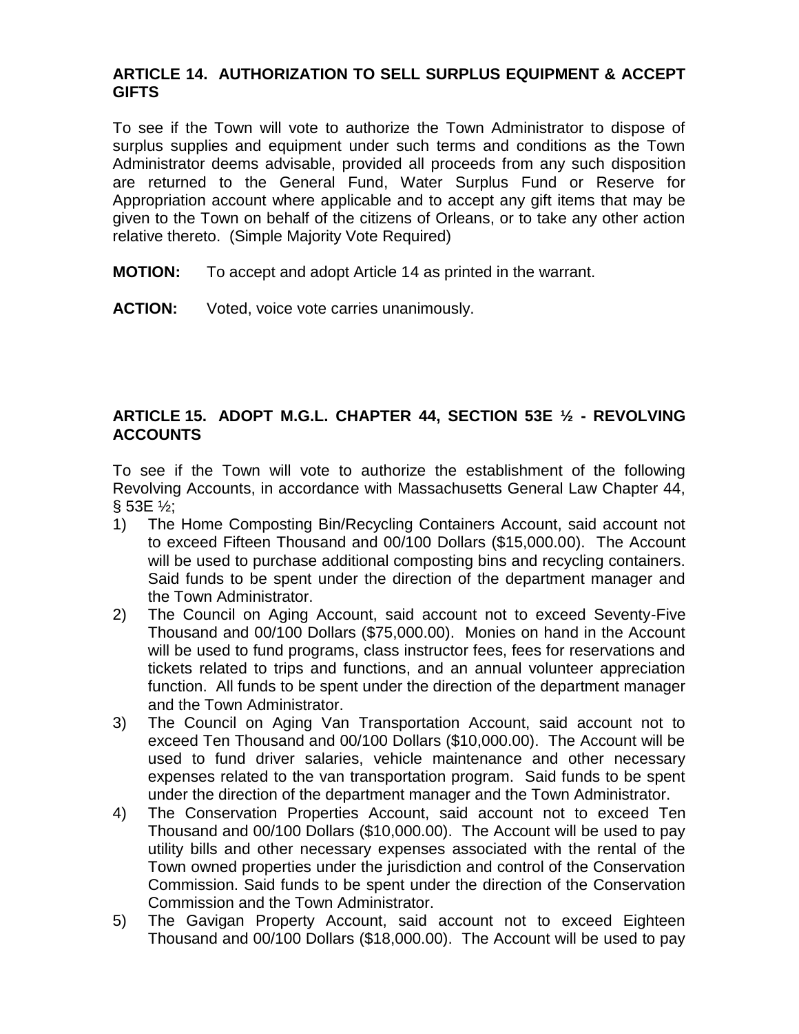**ARTICLE 14. AUTHORIZATION TO SELL SURPLUS EQUIPMENT & ACCEPT GIFTS**

To see if the Town will vote to authorize the Town Administrator to dispose of surplus supplies and equipment under such terms and conditions as the Town Administrator deems advisable, provided all proceeds from any such disposition are returned to the General Fund, Water Surplus Fund or Reserve for Appropriation account where applicable and to accept any gift items that may be given to the Town on behalf of the citizens of Orleans, or to take any other action relative thereto. (Simple Majority Vote Required)

**MOTION:** To accept and adopt Article 14 as printed in the warrant.

**ACTION:** Voted, voice vote carries unanimously.

**ARTICLE 15. ADOPT M.G.L. CHAPTER 44, SECTION 53E ½ - REVOLVING ACCOUNTS**

To see if the Town will vote to authorize the establishment of the following Revolving Accounts, in accordance with Massachusetts General Law Chapter 44, § 53E ½;

1) The Home Composting Bin/Recycling Containers Account, said account not to exceed Fifteen Thousand and 00/100 Dollars ($15,000.00). The Account will be used to purchase additional composting bins and recycling containers. Said funds to be spent under the direction of the department manager and the Town Administrator.
2) The Council on Aging Account, said account not to exceed Seventy-Five Thousand and 00/100 Dollars ($75,000.00). Monies on hand in the Account will be used to fund programs, class instructor fees, fees for reservations and tickets related to trips and functions, and an annual volunteer appreciation function. All funds to be spent under the direction of the department manager and the Town Administrator.
3) The Council on Aging Van Transportation Account, said account not to exceed Ten Thousand and 00/100 Dollars ($10,000.00). The Account will be used to fund driver salaries, vehicle maintenance and other necessary expenses related to the van transportation program. Said funds to be spent under the direction of the department manager and the Town Administrator.
4) The Conservation Properties Account, said account not to exceed Ten Thousand and 00/100 Dollars ($10,000.00). The Account will be used to pay utility bills and other necessary expenses associated with the rental of the Town owned properties under the jurisdiction and control of the Conservation Commission. Said funds to be spent under the direction of the Conservation Commission and the Town Administrator.
5) The Gavigan Property Account, said account not to exceed Eighteen Thousand and 00/100 Dollars ($18,000.00). The Account will be used to pay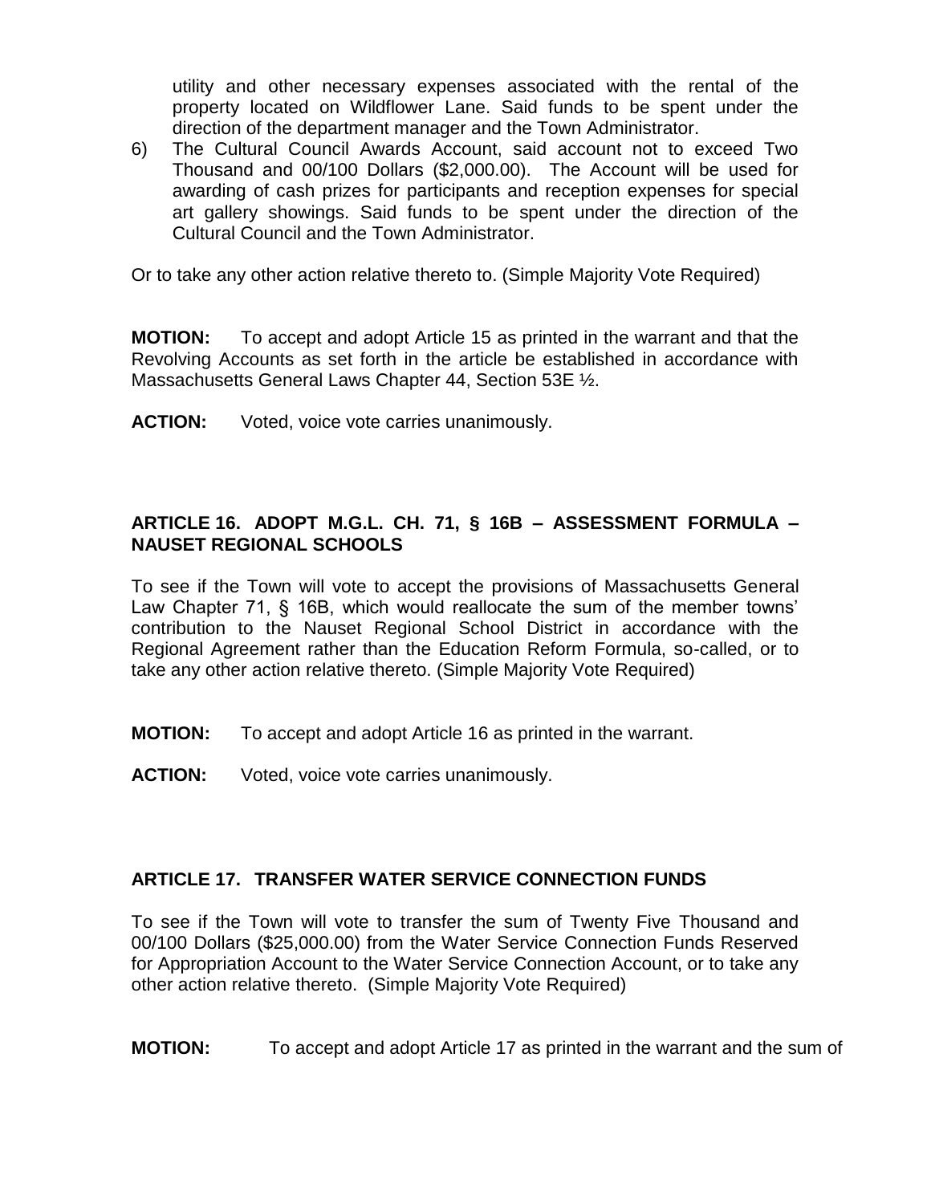utility and other necessary expenses associated with the rental of the property located on Wildflower Lane. Said funds to be spent under the direction of the department manager and the Town Administrator.

6) The Cultural Council Awards Account, said account not to exceed Two Thousand and 00/100 Dollars ($2,000.00). The Account will be used for awarding of cash prizes for participants and reception expenses for special art gallery showings. Said funds to be spent under the direction of the Cultural Council and the Town Administrator.

Or to take any other action relative thereto to. (Simple Majority Vote Required)

**MOTION:** To accept and adopt Article 15 as printed in the warrant and that the Revolving Accounts as set forth in the article be established in accordance with Massachusetts General Laws Chapter 44, Section 53E ½.

**ACTION:** Voted, voice vote carries unanimously.

**ARTICLE 16. ADOPT M.G.L. CH. 71, § 16B – ASSESSMENT FORMULA – NAUSET REGIONAL SCHOOLS**

To see if the Town will vote to accept the provisions of Massachusetts General Law Chapter 71, § 16B, which would reallocate the sum of the member towns' contribution to the Nauset Regional School District in accordance with the Regional Agreement rather than the Education Reform Formula, so-called, or to take any other action relative thereto. (Simple Majority Vote Required)

**MOTION:** To accept and adopt Article 16 as printed in the warrant.

**ACTION:** Voted, voice vote carries unanimously.

**ARTICLE 17. TRANSFER WATER SERVICE CONNECTION FUNDS**

To see if the Town will vote to transfer the sum of Twenty Five Thousand and 00/100 Dollars ($25,000.00) from the Water Service Connection Funds Reserved for Appropriation Account to the Water Service Connection Account, or to take any other action relative thereto. (Simple Majority Vote Required)

**MOTION:** To accept and adopt Article 17 as printed in the warrant and the sum of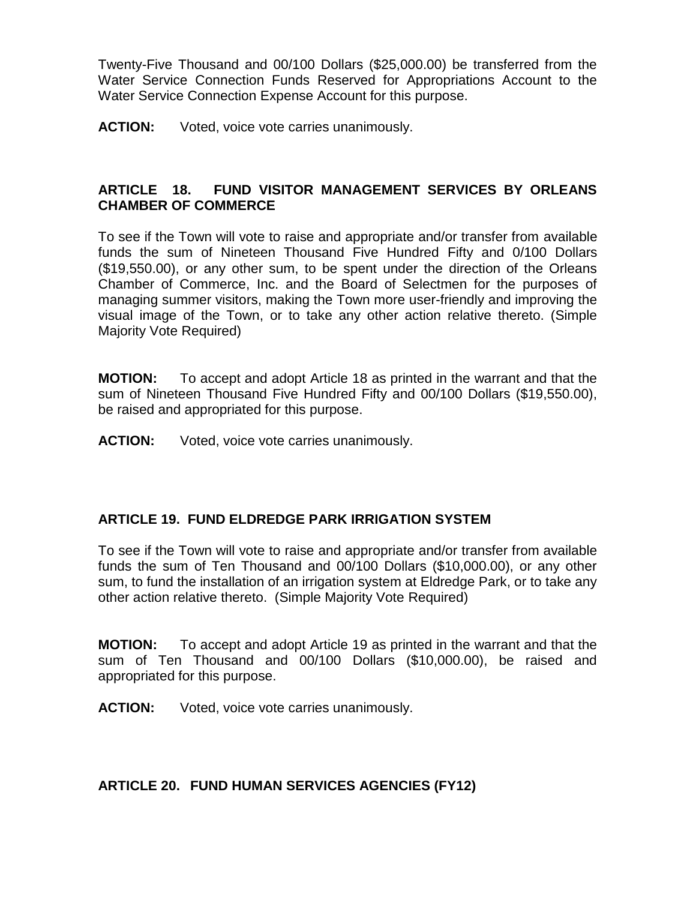Twenty-Five Thousand and 00/100 Dollars ($25,000.00) be transferred from the Water Service Connection Funds Reserved for Appropriations Account to the Water Service Connection Expense Account for this purpose.

**ACTION:** Voted, voice vote carries unanimously.

### ARTICLE 18. FUND VISITOR MANAGEMENT SERVICES BY ORLEANS CHAMBER OF COMMERCE

To see if the Town will vote to raise and appropriate and/or transfer from available funds the sum of Nineteen Thousand Five Hundred Fifty and 0/100 Dollars ($19,550.00), or any other sum, to be spent under the direction of the Orleans Chamber of Commerce, Inc. and the Board of Selectmen for the purposes of managing summer visitors, making the Town more user-friendly and improving the visual image of the Town, or to take any other action relative thereto. (Simple Majority Vote Required)

**MOTION:** To accept and adopt Article 18 as printed in the warrant and that the sum of Nineteen Thousand Five Hundred Fifty and 00/100 Dollars ($19,550.00), be raised and appropriated for this purpose.

**ACTION:** Voted, voice vote carries unanimously.

### ARTICLE 19. FUND ELDREDGE PARK IRRIGATION SYSTEM

To see if the Town will vote to raise and appropriate and/or transfer from available funds the sum of Ten Thousand and 00/100 Dollars ($10,000.00), or any other sum, to fund the installation of an irrigation system at Eldredge Park, or to take any other action relative thereto. (Simple Majority Vote Required)

**MOTION:** To accept and adopt Article 19 as printed in the warrant and that the sum of Ten Thousand and 00/100 Dollars ($10,000.00), be raised and appropriated for this purpose.

**ACTION:** Voted, voice vote carries unanimously.

### ARTICLE 20. FUND HUMAN SERVICES AGENCIES (FY12)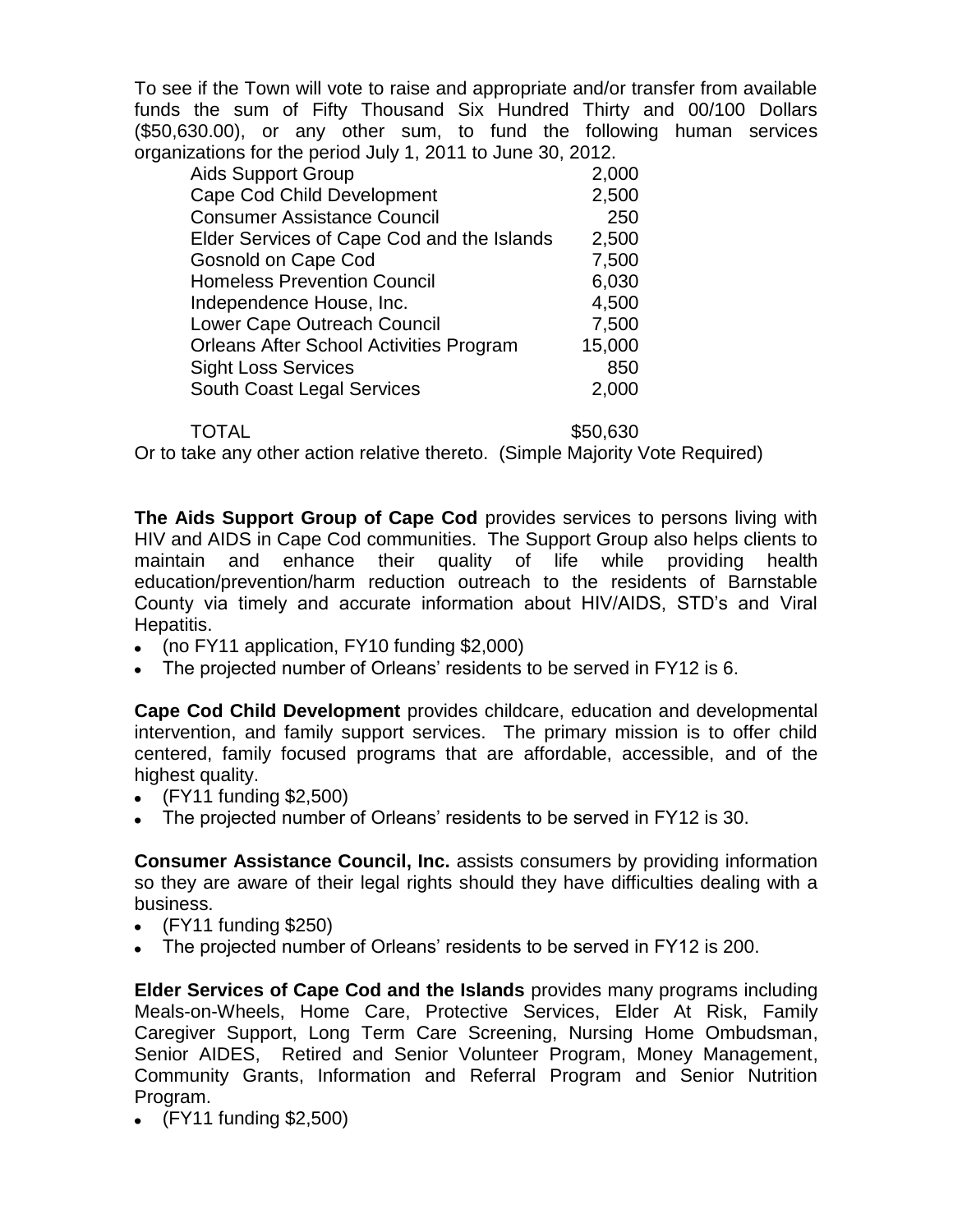To see if the Town will vote to raise and appropriate and/or transfer from available funds the sum of Fifty Thousand Six Hundred Thirty and 00/100 Dollars ($50,630.00), or any other sum, to fund the following human services organizations for the period July 1, 2011 to June 30, 2012.

| | |
|---|---:|
| Aids Support Group | 2,000 |
| Cape Cod Child Development | 2,500 |
| Consumer Assistance Council | 250 |
| Elder Services of Cape Cod and the Islands | 2,500 |
| Gosnold on Cape Cod | 7,500 |
| Homeless Prevention Council | 6,030 |
| Independence House, Inc. | 4,500 |
| Lower Cape Outreach Council | 7,500 |
| Orleans After School Activities Program | 15,000 |
| Sight Loss Services | 850 |
| South Coast Legal Services | 2,000 |
| TOTAL | $50,630 |

Or to take any other action relative thereto. (Simple Majority Vote Required)

**The Aids Support Group of Cape Cod** provides services to persons living with HIV and AIDS in Cape Cod communities. The Support Group also helps clients to maintain and enhance their quality of life while providing health education/prevention/harm reduction outreach to the residents of Barnstable County via timely and accurate information about HIV/AIDS, STD's and Viral Hepatitis.

- (no FY11 application, FY10 funding $2,000)
- The projected number of Orleans' residents to be served in FY12 is 6.

**Cape Cod Child Development** provides childcare, education and developmental intervention, and family support services. The primary mission is to offer child centered, family focused programs that are affordable, accessible, and of the highest quality.

- (FY11 funding $2,500)
- The projected number of Orleans' residents to be served in FY12 is 30.

**Consumer Assistance Council, Inc.** assists consumers by providing information so they are aware of their legal rights should they have difficulties dealing with a business.

- (FY11 funding $250)
- The projected number of Orleans' residents to be served in FY12 is 200.

**Elder Services of Cape Cod and the Islands** provides many programs including Meals-on-Wheels, Home Care, Protective Services, Elder At Risk, Family Caregiver Support, Long Term Care Screening, Nursing Home Ombudsman, Senior AIDES, Retired and Senior Volunteer Program, Money Management, Community Grants, Information and Referral Program and Senior Nutrition Program.

- (FY11 funding $2,500)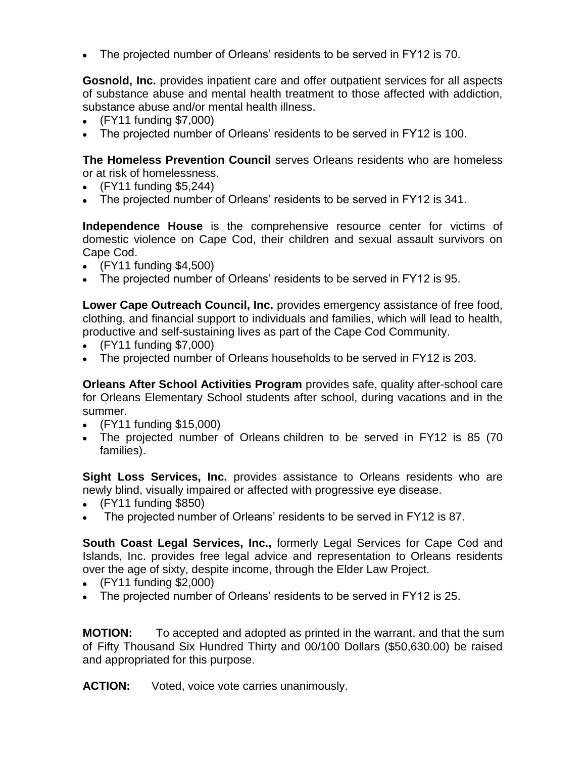- The projected number of Orleans' residents to be served in FY12 is 70.

**Gosnold, Inc.** provides inpatient care and offer outpatient services for all aspects of substance abuse and mental health treatment to those affected with addiction, substance abuse and/or mental health illness.

- (FY11 funding $7,000)
- The projected number of Orleans' residents to be served in FY12 is 100.

**The Homeless Prevention Council** serves Orleans residents who are homeless or at risk of homelessness.

- (FY11 funding $5,244)
- The projected number of Orleans' residents to be served in FY12 is 341.

**Independence House** is the comprehensive resource center for victims of domestic violence on Cape Cod, their children and sexual assault survivors on Cape Cod.

- (FY11 funding $4,500)
- The projected number of Orleans' residents to be served in FY12 is 95.

**Lower Cape Outreach Council, Inc.** provides emergency assistance of free food, clothing, and financial support to individuals and families, which will lead to health, productive and self-sustaining lives as part of the Cape Cod Community.

- (FY11 funding $7,000)
- The projected number of Orleans households to be served in FY12 is 203.

**Orleans After School Activities Program** provides safe, quality after-school care for Orleans Elementary School students after school, during vacations and in the summer.

- (FY11 funding $15,000)
- The projected number of Orleans children to be served in FY12 is 85 (70 families).

**Sight Loss Services, Inc.** provides assistance to Orleans residents who are newly blind, visually impaired or affected with progressive eye disease.

- (FY11 funding $850)
- The projected number of Orleans' residents to be served in FY12 is 87.

**South Coast Legal Services, Inc.,** formerly Legal Services for Cape Cod and Islands, Inc. provides free legal advice and representation to Orleans residents over the age of sixty, despite income, through the Elder Law Project.

- (FY11 funding $2,000)
- The projected number of Orleans' residents to be served in FY12 is 25.

**MOTION:** To accepted and adopted as printed in the warrant, and that the sum of Fifty Thousand Six Hundred Thirty and 00/100 Dollars ($50,630.00) be raised and appropriated for this purpose.

**ACTION:** Voted, voice vote carries unanimously.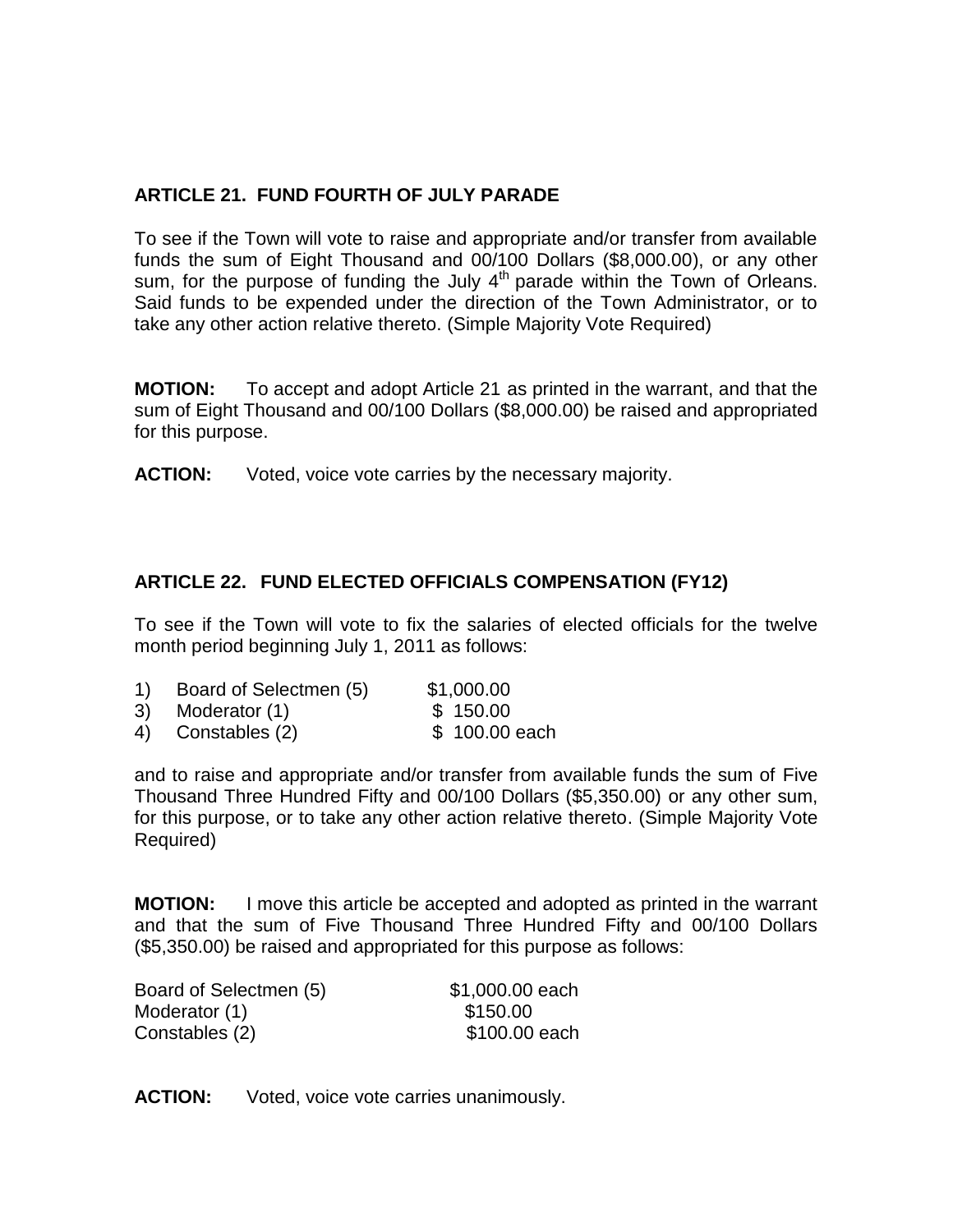**ARTICLE 21. FUND FOURTH OF JULY PARADE**

To see if the Town will vote to raise and appropriate and/or transfer from available funds the sum of Eight Thousand and 00/100 Dollars ($8,000.00), or any other sum, for the purpose of funding the July 4th parade within the Town of Orleans. Said funds to be expended under the direction of the Town Administrator, or to take any other action relative thereto. (Simple Majority Vote Required)

**MOTION:** To accept and adopt Article 21 as printed in the warrant, and that the sum of Eight Thousand and 00/100 Dollars ($8,000.00) be raised and appropriated for this purpose.

**ACTION:** Voted, voice vote carries by the necessary majority.

**ARTICLE 22. FUND ELECTED OFFICIALS COMPENSATION (FY12)**

To see if the Town will vote to fix the salaries of elected officials for the twelve month period beginning July 1, 2011 as follows:

| | | |
|---|---|---|
| 1) | Board of Selectmen (5) | $1,000.00 |
| 3) | Moderator (1) | $ 150.00 |
| 4) | Constables (2) | $ 100.00 each |

and to raise and appropriate and/or transfer from available funds the sum of Five Thousand Three Hundred Fifty and 00/100 Dollars ($5,350.00) or any other sum, for this purpose, or to take any other action relative thereto. (Simple Majority Vote Required)

**MOTION:** I move this article be accepted and adopted as printed in the warrant and that the sum of Five Thousand Three Hundred Fifty and 00/100 Dollars ($5,350.00) be raised and appropriated for this purpose as follows:

| | |
|---|---|
| Board of Selectmen (5) | $1,000.00 each |
| Moderator (1) | $150.00 |
| Constables (2) | $100.00 each |

**ACTION:** Voted, voice vote carries unanimously.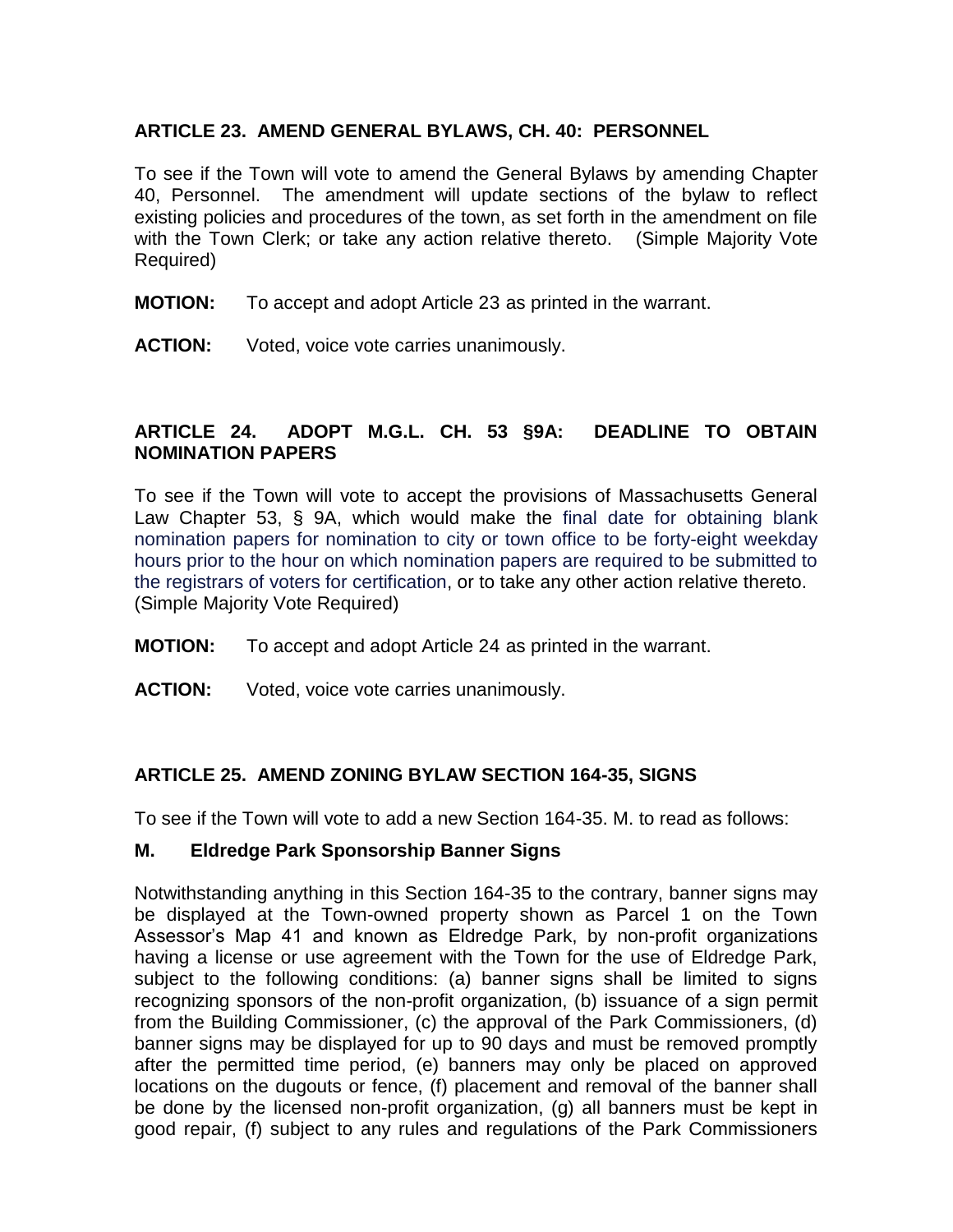### ARTICLE 23. AMEND GENERAL BYLAWS, CH. 40: PERSONNEL

To see if the Town will vote to amend the General Bylaws by amending Chapter 40, Personnel. The amendment will update sections of the bylaw to reflect existing policies and procedures of the town, as set forth in the amendment on file with the Town Clerk; or take any action relative thereto. (Simple Majority Vote Required)

**MOTION:** To accept and adopt Article 23 as printed in the warrant.

**ACTION:** Voted, voice vote carries unanimously.

### ARTICLE 24. ADOPT M.G.L. CH. 53 §9A: DEADLINE TO OBTAIN NOMINATION PAPERS

To see if the Town will vote to accept the provisions of Massachusetts General Law Chapter 53, § 9A, which would make the final date for obtaining blank nomination papers for nomination to city or town office to be forty-eight weekday hours prior to the hour on which nomination papers are required to be submitted to the registrars of voters for certification, or to take any other action relative thereto. (Simple Majority Vote Required)

**MOTION:** To accept and adopt Article 24 as printed in the warrant.

**ACTION:** Voted, voice vote carries unanimously.

### ARTICLE 25. AMEND ZONING BYLAW SECTION 164-35, SIGNS

To see if the Town will vote to add a new Section 164-35. M. to read as follows:

**M. Eldredge Park Sponsorship Banner Signs**

Notwithstanding anything in this Section 164-35 to the contrary, banner signs may be displayed at the Town-owned property shown as Parcel 1 on the Town Assessor's Map 41 and known as Eldredge Park, by non-profit organizations having a license or use agreement with the Town for the use of Eldredge Park, subject to the following conditions: (a) banner signs shall be limited to signs recognizing sponsors of the non-profit organization, (b) issuance of a sign permit from the Building Commissioner, (c) the approval of the Park Commissioners, (d) banner signs may be displayed for up to 90 days and must be removed promptly after the permitted time period, (e) banners may only be placed on approved locations on the dugouts or fence, (f) placement and removal of the banner shall be done by the licensed non-profit organization, (g) all banners must be kept in good repair, (f) subject to any rules and regulations of the Park Commissioners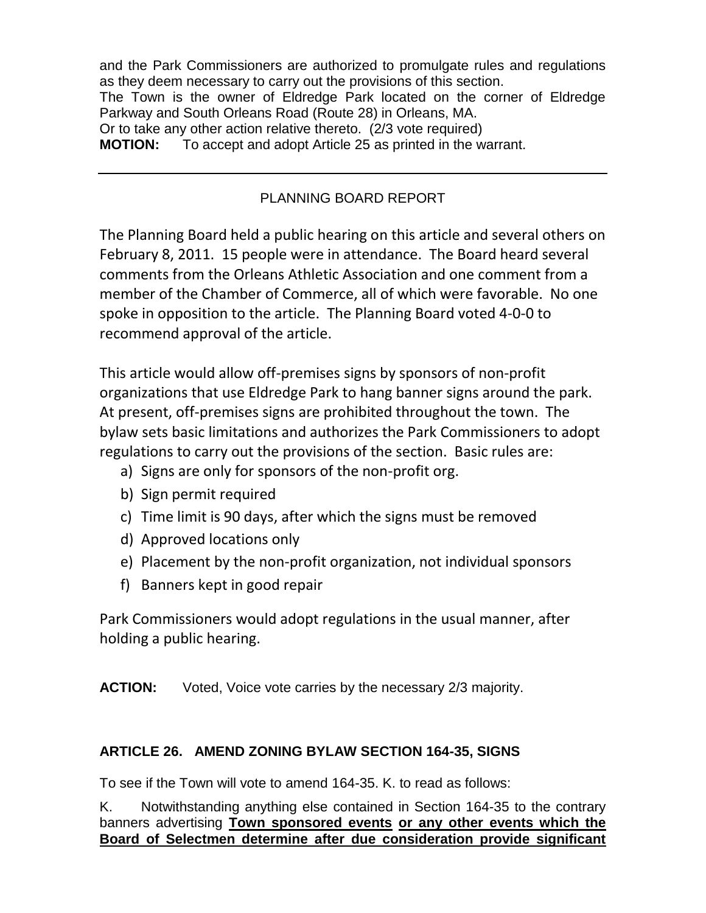and the Park Commissioners are authorized to promulgate rules and regulations as they deem necessary to carry out the provisions of this section.

The Town is the owner of Eldredge Park located on the corner of Eldredge Parkway and South Orleans Road (Route 28) in Orleans, MA.

Or to take any other action relative thereto. (2/3 vote required)

**MOTION:** To accept and adopt Article 25 as printed in the warrant.

---

PLANNING BOARD REPORT

The Planning Board held a public hearing on this article and several others on February 8, 2011. 15 people were in attendance. The Board heard several comments from the Orleans Athletic Association and one comment from a member of the Chamber of Commerce, all of which were favorable. No one spoke in opposition to the article. The Planning Board voted 4-0-0 to recommend approval of the article.

This article would allow off-premises signs by sponsors of non-profit organizations that use Eldredge Park to hang banner signs around the park. At present, off-premises signs are prohibited throughout the town. The bylaw sets basic limitations and authorizes the Park Commissioners to adopt regulations to carry out the provisions of the section. Basic rules are:

a) Signs are only for sponsors of the non-profit org.
b) Sign permit required
c) Time limit is 90 days, after which the signs must be removed
d) Approved locations only
e) Placement by the non-profit organization, not individual sponsors
f) Banners kept in good repair

Park Commissioners would adopt regulations in the usual manner, after holding a public hearing.

**ACTION:** Voted, Voice vote carries by the necessary 2/3 majority.

### ARTICLE 26. AMEND ZONING BYLAW SECTION 164-35, SIGNS

To see if the Town will vote to amend 164-35. K. to read as follows:

K. Notwithstanding anything else contained in Section 164-35 to the contrary banners advertising **Town sponsored events** **or any other events which the Board of Selectmen determine after due consideration provide significant**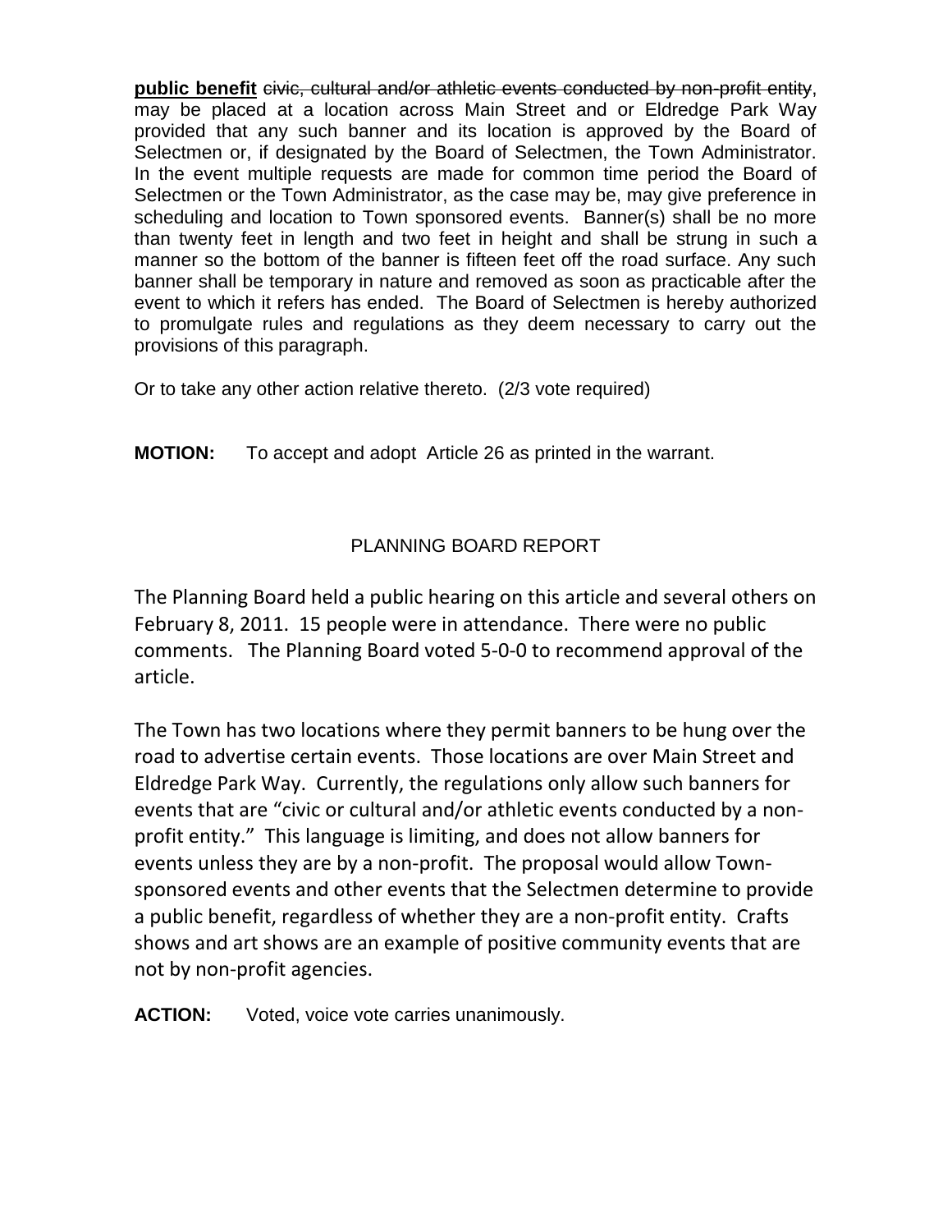**public benefit** ~~civic, cultural and/or athletic events conducted by non-profit entity~~, may be placed at a location across Main Street and or Eldredge Park Way provided that any such banner and its location is approved by the Board of Selectmen or, if designated by the Board of Selectmen, the Town Administrator. In the event multiple requests are made for common time period the Board of Selectmen or the Town Administrator, as the case may be, may give preference in scheduling and location to Town sponsored events. Banner(s) shall be no more than twenty feet in length and two feet in height and shall be strung in such a manner so the bottom of the banner is fifteen feet off the road surface. Any such banner shall be temporary in nature and removed as soon as practicable after the event to which it refers has ended. The Board of Selectmen is hereby authorized to promulgate rules and regulations as they deem necessary to carry out the provisions of this paragraph.

Or to take any other action relative thereto. (2/3 vote required)

**MOTION:** To accept and adopt Article 26 as printed in the warrant.

PLANNING BOARD REPORT

The Planning Board held a public hearing on this article and several others on February 8, 2011. 15 people were in attendance. There were no public comments. The Planning Board voted 5-0-0 to recommend approval of the article.

The Town has two locations where they permit banners to be hung over the road to advertise certain events. Those locations are over Main Street and Eldredge Park Way. Currently, the regulations only allow such banners for events that are "civic or cultural and/or athletic events conducted by a non-profit entity." This language is limiting, and does not allow banners for events unless they are by a non-profit. The proposal would allow Town-sponsored events and other events that the Selectmen determine to provide a public benefit, regardless of whether they are a non-profit entity. Crafts shows and art shows are an example of positive community events that are not by non-profit agencies.

**ACTION:** Voted, voice vote carries unanimously.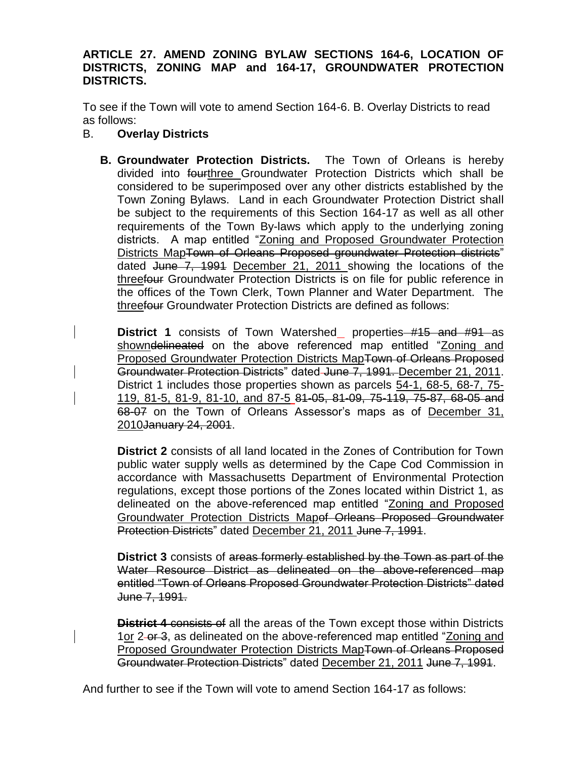**ARTICLE 27. AMEND ZONING BYLAW SECTIONS 164-6, LOCATION OF DISTRICTS, ZONING MAP and 164-17, GROUNDWATER PROTECTION DISTRICTS.**

To see if the Town will vote to amend Section 164-6. B. Overlay Districts to read as follows:

B. **Overlay Districts**

**B. Groundwater Protection Districts.** The Town of Orleans is hereby divided into ~~four~~<u>three</u> Groundwater Protection Districts which shall be considered to be superimposed over any other districts established by the Town Zoning Bylaws. Land in each Groundwater Protection District shall be subject to the requirements of this Section 164-17 as well as all other requirements of the Town By-laws which apply to the underlying zoning districts. A map entitled "<u>Zoning and Proposed Groundwater Protection Districts Map</u>~~Town of Orleans Proposed groundwater Protection districts~~" dated ~~June 7, 1991~~ <u>December 21, 2011</u> showing the locations of the <u>three</u>~~four~~ Groundwater Protection Districts is on file for public reference in the offices of the Town Clerk, Town Planner and Water Department. The <u>three</u>~~four~~ Groundwater Protection Districts are defined as follows:

**District 1** consists of Town Watershed_ properties ~~#15 and #91~~ as <u>shown</u>~~delineated~~ on the above referenced map entitled "<u>Zoning and Proposed Groundwater Protection Districts Map</u>~~Town of Orleans Proposed Groundwater Protection Districts~~" dated ~~June 7, 1991.~~ <u>December 21, 2011</u>. District 1 includes those properties shown as parcels <u>54-1, 68-5, 68-7, 75-119, 81-5, 81-9, 81-10, and 87-5</u> ~~81-05, 81-09, 75-119, 75-87, 68-05 and 68-07~~ on the Town of Orleans Assessor's maps as of <u>December 31, 2010</u>~~January 24, 2001~~.

**District 2** consists of all land located in the Zones of Contribution for Town public water supply wells as determined by the Cape Cod Commission in accordance with Massachusetts Department of Environmental Protection regulations, except those portions of the Zones located within District 1, as delineated on the above-referenced map entitled "<u>Zoning and Proposed Groundwater Protection Districts Map</u>~~of Orleans Proposed Groundwater Protection Districts~~" dated <u>December 21, 2011</u> ~~June 7, 1991~~.

**District 3** consists of ~~areas formerly established by the Town as part of the Water Resource District as delineated on the above-referenced map entitled "Town of Orleans Proposed Groundwater Protection Districts" dated June 7, 1991.~~

~~**District 4** consists of~~ all the areas of the Town except those within Districts 1<u>or</u> 2 ~~or 3~~, as delineated on the above-referenced map entitled "<u>Zoning and Proposed Groundwater Protection Districts Map</u>~~Town of Orleans Proposed Groundwater Protection Districts~~" dated <u>December 21, 2011</u> ~~June 7, 1991~~.

And further to see if the Town will vote to amend Section 164-17 as follows: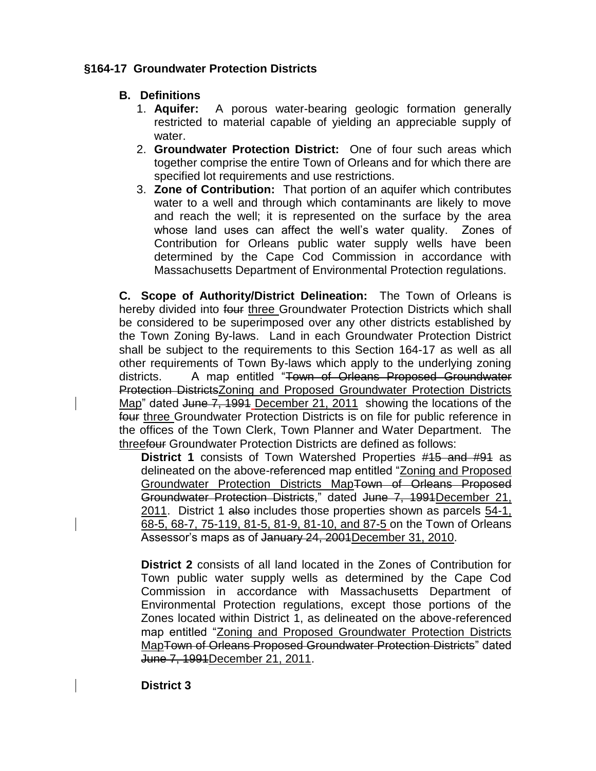### §164-17 Groundwater Protection Districts

**B. Definitions**

1. **Aquifer:** A porous water-bearing geologic formation generally restricted to material capable of yielding an appreciable supply of water.
2. **Groundwater Protection District:** One of four such areas which together comprise the entire Town of Orleans and for which there are specified lot requirements and use restrictions.
3. **Zone of Contribution:** That portion of an aquifer which contributes water to a well and through which contaminants are likely to move and reach the well; it is represented on the surface by the area whose land uses can affect the well's water quality. Zones of Contribution for Orleans public water supply wells have been determined by the Cape Cod Commission in accordance with Massachusetts Department of Environmental Protection regulations.

**C. Scope of Authority/District Delineation:** The Town of Orleans is hereby divided into ~~four~~ <u>three</u> Groundwater Protection Districts which shall be considered to be superimposed over any other districts established by the Town Zoning By-laws. Land in each Groundwater Protection District shall be subject to the requirements to this Section 164-17 as well as all other requirements of Town By-laws which apply to the underlying zoning districts. A map entitled "~~Town of Orleans Proposed Groundwater Protection Districts~~<u>Zoning and Proposed Groundwater Protection Districts Map</u>" dated ~~June 7, 1991~~ <u>December 21, 2011</u> showing the locations of the ~~four~~ <u>three</u> Groundwater Protection Districts is on file for public reference in the offices of the Town Clerk, Town Planner and Water Department. The <u>three</u>~~four~~ Groundwater Protection Districts are defined as follows:

**District 1** consists of Town Watershed Properties ~~#15 and #91~~ as delineated on the above-referenced map entitled "<u>Zoning and Proposed Groundwater Protection Districts Map</u>~~Town of Orleans Proposed Groundwater Protection Districts~~," dated ~~June 7, 1991~~<u>December 21, 2011</u>. District 1 ~~also~~ includes those properties shown as parcels <u>54-1, 68-5, 68-7, 75-119, 81-5, 81-9, 81-10, and 87-5</u> on the Town of Orleans Assessor's maps as of ~~January 24, 2001~~<u>December 31, 2010</u>.

**District 2** consists of all land located in the Zones of Contribution for Town public water supply wells as determined by the Cape Cod Commission in accordance with Massachusetts Department of Environmental Protection regulations, except those portions of the Zones located within District 1, as delineated on the above-referenced map entitled "<u>Zoning and Proposed Groundwater Protection Districts Map</u>~~Town of Orleans Proposed Groundwater Protection Districts~~" dated ~~June 7, 1991~~<u>December 21, 2011</u>.

**District 3**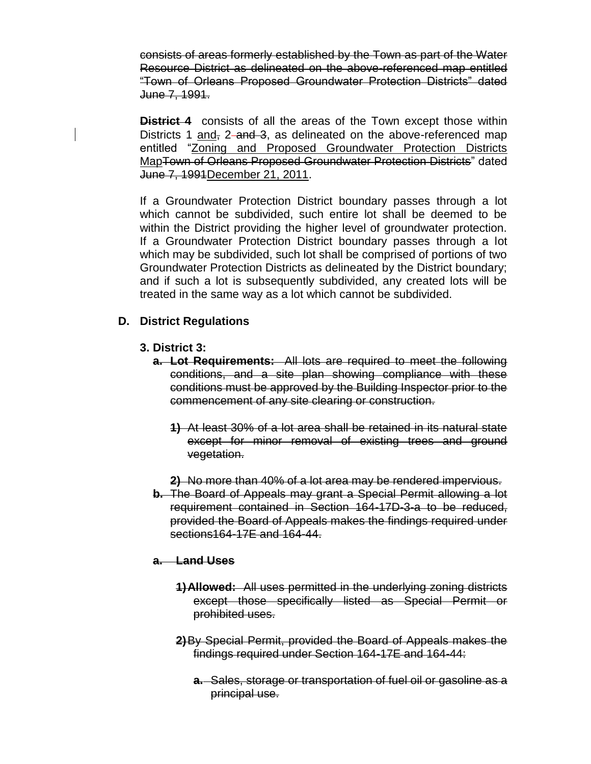~~consists of areas formerly established by the Town as part of the Water Resource District as delineated on the above-referenced map entitled "Town of Orleans Proposed Groundwater Protection Districts" dated June 7, 1991.~~

~~**District**~~ **4** consists of all the areas of the Town except those within Districts 1 <u>and</u>~~,~~ 2 ~~and 3~~, as delineated on the above-referenced map entitled "<u>Zoning and Proposed Groundwater Protection Districts Map</u>~~Town of Orleans Proposed Groundwater Protection Districts~~" dated ~~June 7, 1991~~<u>December 21, 2011</u>.

If a Groundwater Protection District boundary passes through a lot which cannot be subdivided, such entire lot shall be deemed to be within the District providing the higher level of groundwater protection. If a Groundwater Protection District boundary passes through a lot which may be subdivided, such lot shall be comprised of portions of two Groundwater Protection Districts as delineated by the District boundary; and if such a lot is subsequently subdivided, any created lots will be treated in the same way as a lot which cannot be subdivided.

## D. District Regulations

### 3. District 3:

~~**a. Lot Requirements:** All lots are required to meet the following conditions, and a site plan showing compliance with these conditions must be approved by the Building Inspector prior to the commencement of any site clearing or construction.~~

~~**1)** At least 30% of a lot area shall be retained in its natural state except for minor removal of existing trees and ground vegetation.~~

~~**2)** No more than 40% of a lot area may be rendered impervious.~~

~~**b.** The Board of Appeals may grant a Special Permit allowing a lot requirement contained in Section 164-17D-3-a to be reduced, provided the Board of Appeals makes the findings required under sections164-17E and 164-44.~~

~~**a. Land Uses**~~

~~**1) Allowed:** All uses permitted in the underlying zoning districts except those specifically listed as Special Permit or prohibited uses.~~

~~**2)** By Special Permit, provided the Board of Appeals makes the findings required under Section 164-17E and 164-44:~~

~~**a.** Sales, storage or transportation of fuel oil or gasoline as a principal use.~~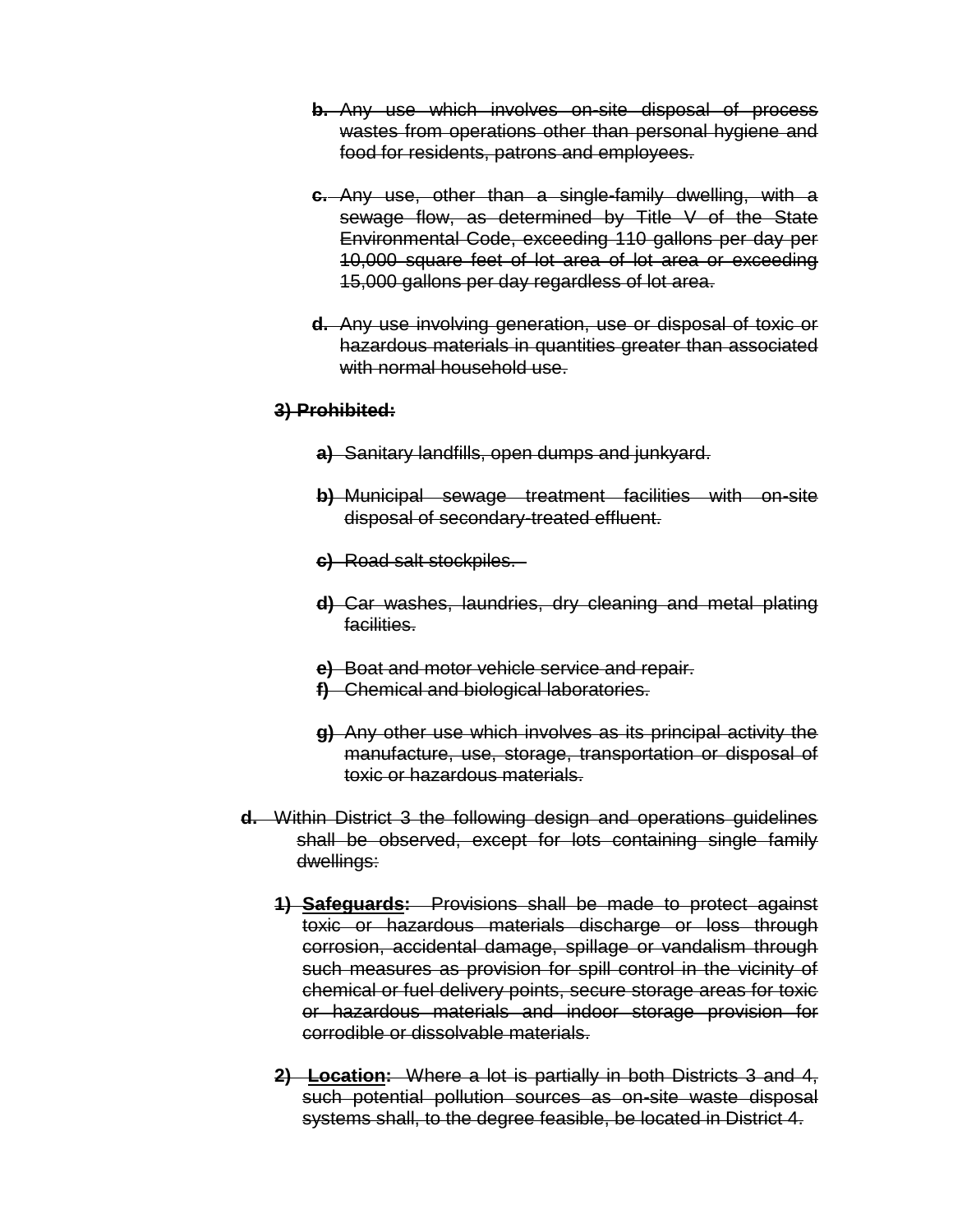~~**b.** Any use which involves on-site disposal of process wastes from operations other than personal hygiene and food for residents, patrons and employees.~~

~~**c.** Any use, other than a single-family dwelling, with a sewage flow, as determined by Title V of the State Environmental Code, exceeding 110 gallons per day per 10,000 square feet of lot area of lot area or exceeding 15,000 gallons per day regardless of lot area.~~

~~**d.** Any use involving generation, use or disposal of toxic or hazardous materials in quantities greater than associated with normal household use.~~

~~**3) Prohibited:**~~

~~**a)** Sanitary landfills, open dumps and junkyard.~~

~~**b)** Municipal sewage treatment facilities with on-site disposal of secondary-treated effluent.~~

~~**c)** Road salt stockpiles.~~

~~**d)** Car washes, laundries, dry cleaning and metal plating facilities.~~

~~**e)** Boat and motor vehicle service and repair.~~
~~**f)** Chemical and biological laboratories.~~

~~**g)** Any other use which involves as its principal activity the manufacture, use, storage, transportation or disposal of toxic or hazardous materials.~~

~~**d.** Within District 3 the following design and operations guidelines shall be observed, except for lots containing single family dwellings:~~

~~**1) Safeguards:** Provisions shall be made to protect against toxic or hazardous materials discharge or loss through corrosion, accidental damage, spillage or vandalism through such measures as provision for spill control in the vicinity of chemical or fuel delivery points, secure storage areas for toxic or hazardous materials and indoor storage provision for corrodible or dissolvable materials.~~

~~**2) Location:** Where a lot is partially in both Districts 3 and 4, such potential pollution sources as on-site waste disposal systems shall, to the degree feasible, be located in District 4.~~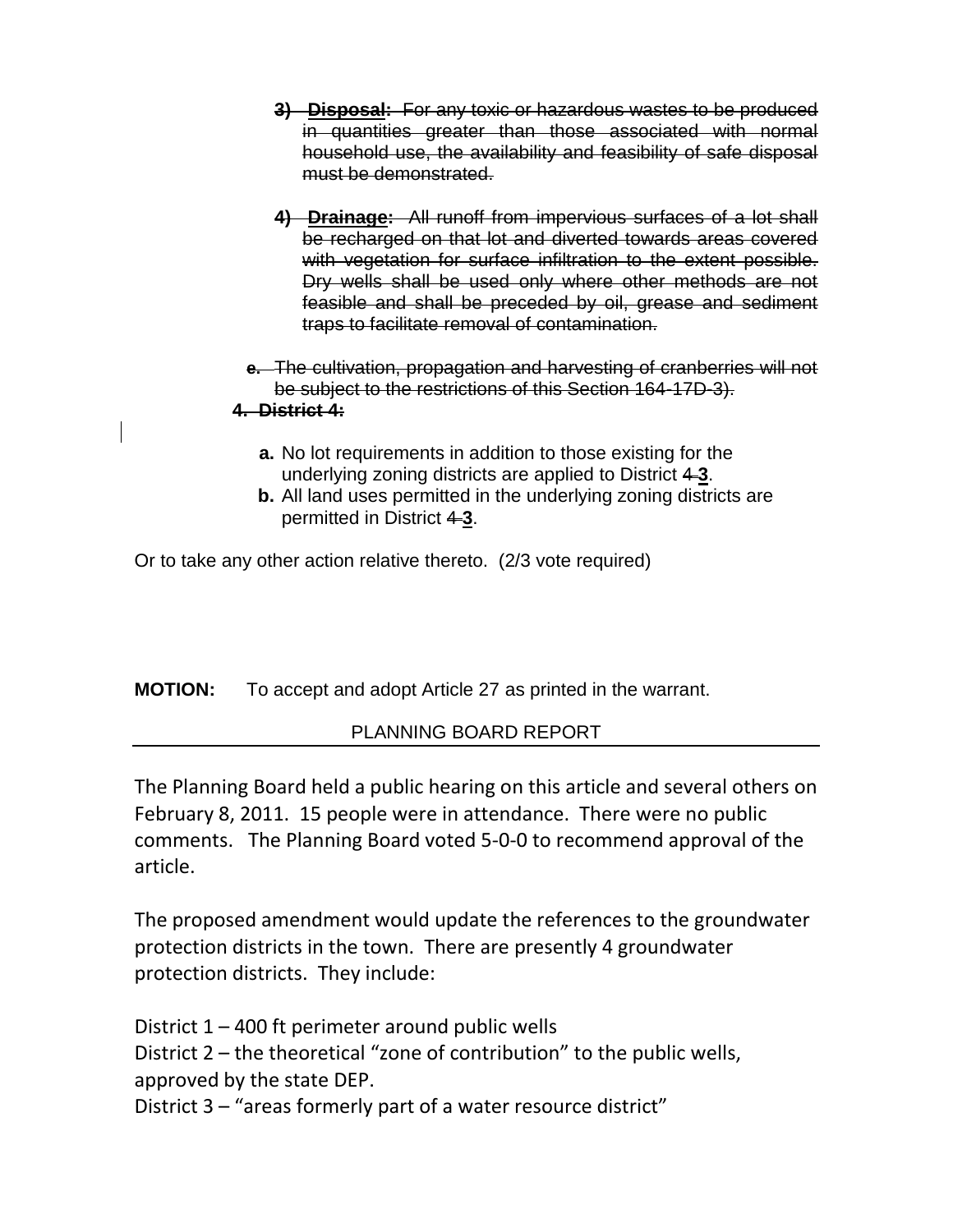3) **Disposal:** ~~For any toxic or hazardous wastes to be produced in quantities greater than those associated with normal household use, the availability and feasibility of safe disposal must be demonstrated.~~

4) **Drainage:** ~~All runoff from impervious surfaces of a lot shall be recharged on that lot and diverted towards areas covered with vegetation for surface infiltration to the extent possible. Dry wells shall be used only where other methods are not feasible and shall be preceded by oil, grease and sediment traps to facilitate removal of contamination.~~

~~e. The cultivation, propagation and harvesting of cranberries will not be subject to the restrictions of this Section 164-17D-3).~~

~~**4. District 4:**~~

**a.** No lot requirements in addition to those existing for the underlying zoning districts are applied to District ~~4~~ **3**.

**b.** All land uses permitted in the underlying zoning districts are permitted in District ~~4~~ **3**.

Or to take any other action relative thereto. (2/3 vote required)

**MOTION:** To accept and adopt Article 27 as printed in the warrant.

PLANNING BOARD REPORT

The Planning Board held a public hearing on this article and several others on February 8, 2011. 15 people were in attendance. There were no public comments. The Planning Board voted 5-0-0 to recommend approval of the article.

The proposed amendment would update the references to the groundwater protection districts in the town. There are presently 4 groundwater protection districts. They include:

District 1 – 400 ft perimeter around public wells
District 2 – the theoretical "zone of contribution" to the public wells, approved by the state DEP.
District 3 – "areas formerly part of a water resource district"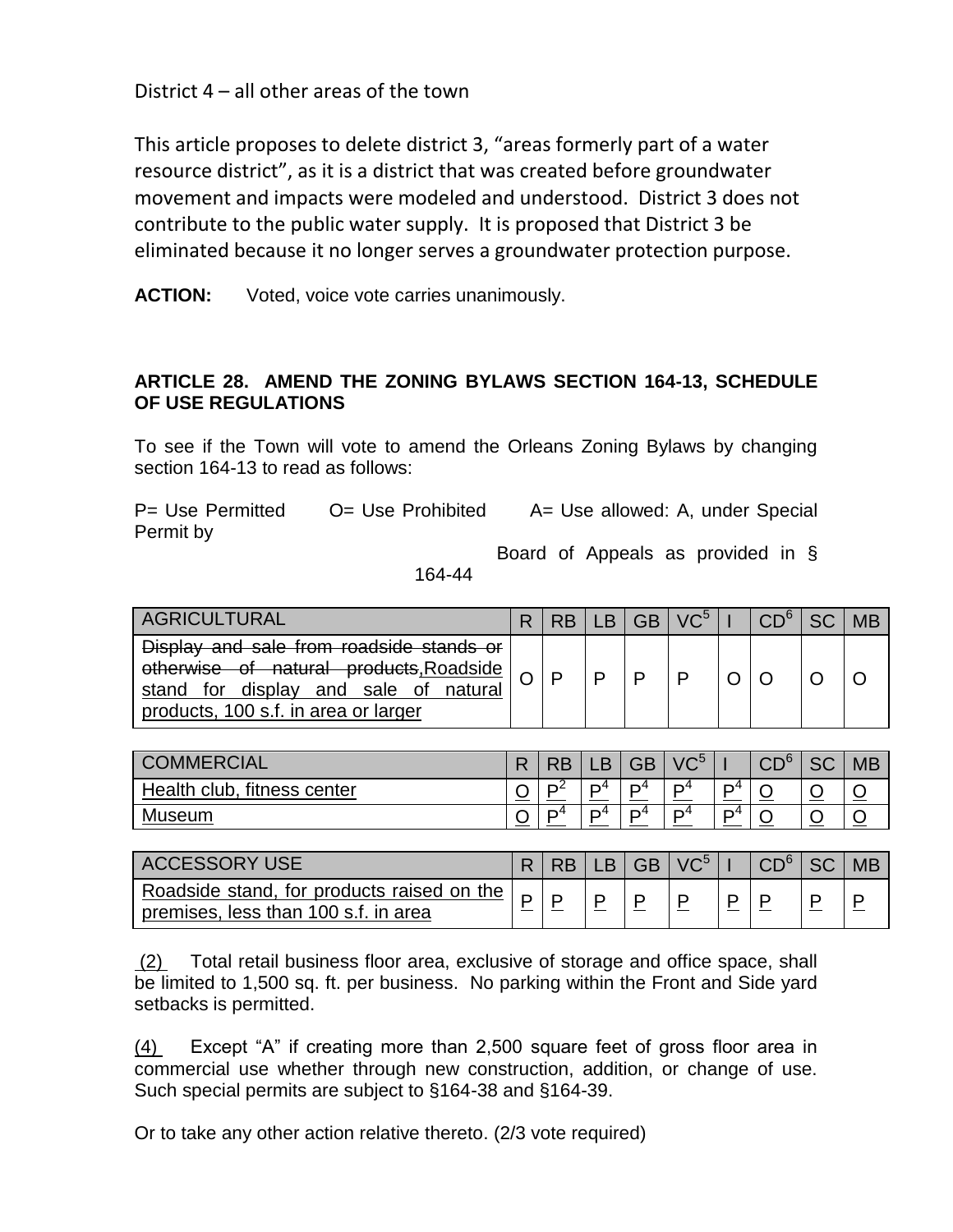District 4 – all other areas of the town

This article proposes to delete district 3, "areas formerly part of a water resource district", as it is a district that was created before groundwater movement and impacts were modeled and understood. District 3 does not contribute to the public water supply. It is proposed that District 3 be eliminated because it no longer serves a groundwater protection purpose.

**ACTION:** Voted, voice vote carries unanimously.

### ARTICLE 28. AMEND THE ZONING BYLAWS SECTION 164-13, SCHEDULE OF USE REGULATIONS

To see if the Town will vote to amend the Orleans Zoning Bylaws by changing section 164-13 to read as follows:

P= Use Permitted O= Use Prohibited A= Use allowed: A, under Special Permit by Board of Appeals as provided in § 164-44

| AGRICULTURAL | R | RB | LB | GB | VC[5] | I | CD[6] | SC | MB |
|---|---|---|---|---|---|---|---|---|---|
| ~~Display and sale from roadside stands or otherwise of natural products,~~Roadside stand for display and sale of natural products, 100 s.f. in area or larger | O | P | P | P | P | O | O | O | O |

| COMMERCIAL | R | RB | LB | GB | VC[5] | I | CD[6] | SC | MB |
|---|---|---|---|---|---|---|---|---|---|
| Health club, fitness center | O | P[2] | P[4] | P[4] | P[4] | P[4] | O | O | O |
| Museum | O | P[4] | P[4] | P[4] | P[4] | P[4] | O | O | O |

| ACCESSORY USE | R | RB | LB | GB | VC[5] | I | CD[6] | SC | MB |
|---|---|---|---|---|---|---|---|---|---|
| Roadside stand, for products raised on the premises, less than 100 s.f. in area | P | P | P | P | P | P | P | P | P |

(2) Total retail business floor area, exclusive of storage and office space, shall be limited to 1,500 sq. ft. per business. No parking within the Front and Side yard setbacks is permitted.

(4) Except "A" if creating more than 2,500 square feet of gross floor area in commercial use whether through new construction, addition, or change of use. Such special permits are subject to §164-38 and §164-39.

Or to take any other action relative thereto. (2/3 vote required)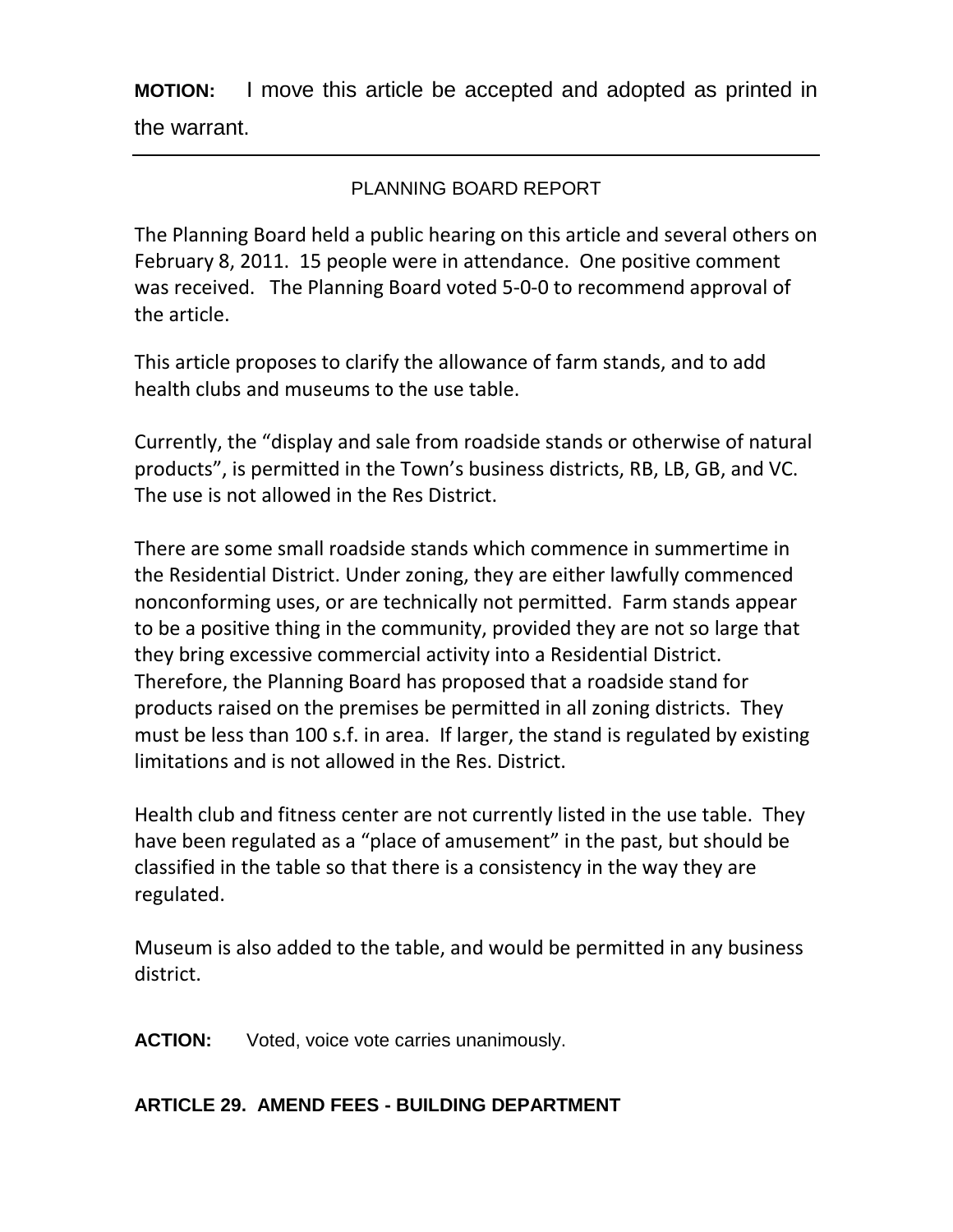**MOTION:** I move this article be accepted and adopted as printed in the warrant.

---

PLANNING BOARD REPORT

The Planning Board held a public hearing on this article and several others on February 8, 2011. 15 people were in attendance. One positive comment was received. The Planning Board voted 5-0-0 to recommend approval of the article.

This article proposes to clarify the allowance of farm stands, and to add health clubs and museums to the use table.

Currently, the "display and sale from roadside stands or otherwise of natural products", is permitted in the Town's business districts, RB, LB, GB, and VC. The use is not allowed in the Res District.

There are some small roadside stands which commence in summertime in the Residential District. Under zoning, they are either lawfully commenced nonconforming uses, or are technically not permitted. Farm stands appear to be a positive thing in the community, provided they are not so large that they bring excessive commercial activity into a Residential District. Therefore, the Planning Board has proposed that a roadside stand for products raised on the premises be permitted in all zoning districts. They must be less than 100 s.f. in area. If larger, the stand is regulated by existing limitations and is not allowed in the Res. District.

Health club and fitness center are not currently listed in the use table. They have been regulated as a "place of amusement" in the past, but should be classified in the table so that there is a consistency in the way they are regulated.

Museum is also added to the table, and would be permitted in any business district.

**ACTION:** Voted, voice vote carries unanimously.

**ARTICLE 29. AMEND FEES - BUILDING DEPARTMENT**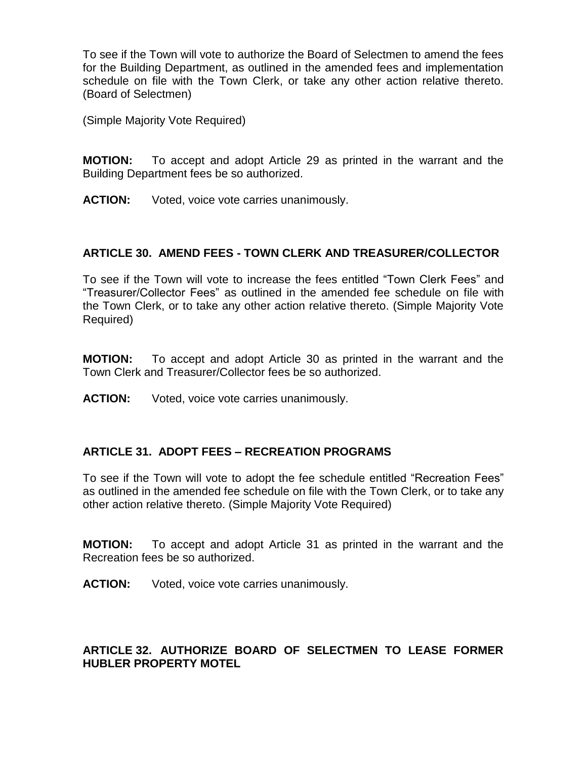To see if the Town will vote to authorize the Board of Selectmen to amend the fees for the Building Department, as outlined in the amended fees and implementation schedule on file with the Town Clerk, or take any other action relative thereto. (Board of Selectmen)

(Simple Majority Vote Required)

**MOTION:** To accept and adopt Article 29 as printed in the warrant and the Building Department fees be so authorized.

**ACTION:** Voted, voice vote carries unanimously.

**ARTICLE 30. AMEND FEES - TOWN CLERK AND TREASURER/COLLECTOR**

To see if the Town will vote to increase the fees entitled "Town Clerk Fees" and "Treasurer/Collector Fees" as outlined in the amended fee schedule on file with the Town Clerk, or to take any other action relative thereto. (Simple Majority Vote Required)

**MOTION:** To accept and adopt Article 30 as printed in the warrant and the Town Clerk and Treasurer/Collector fees be so authorized.

**ACTION:** Voted, voice vote carries unanimously.

**ARTICLE 31. ADOPT FEES – RECREATION PROGRAMS**

To see if the Town will vote to adopt the fee schedule entitled "Recreation Fees" as outlined in the amended fee schedule on file with the Town Clerk, or to take any other action relative thereto. (Simple Majority Vote Required)

**MOTION:** To accept and adopt Article 31 as printed in the warrant and the Recreation fees be so authorized.

**ACTION:** Voted, voice vote carries unanimously.

**ARTICLE 32. AUTHORIZE BOARD OF SELECTMEN TO LEASE FORMER HUBLER PROPERTY MOTEL**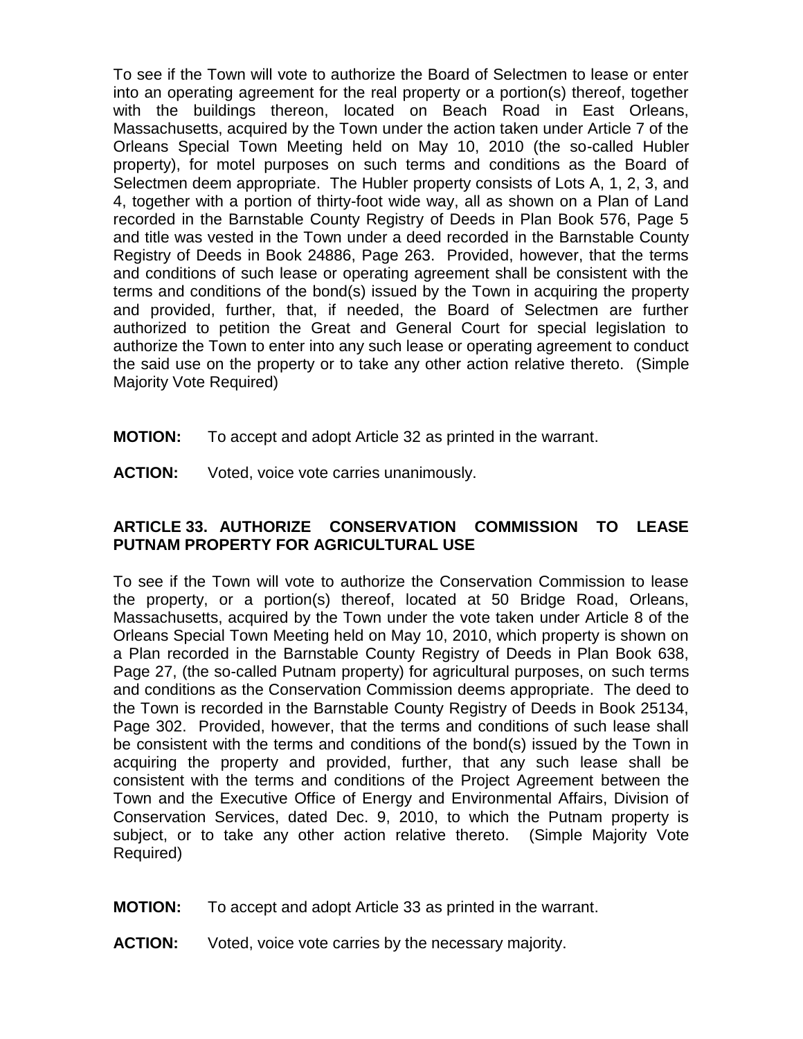To see if the Town will vote to authorize the Board of Selectmen to lease or enter into an operating agreement for the real property or a portion(s) thereof, together with the buildings thereon, located on Beach Road in East Orleans, Massachusetts, acquired by the Town under the action taken under Article 7 of the Orleans Special Town Meeting held on May 10, 2010 (the so-called Hubler property), for motel purposes on such terms and conditions as the Board of Selectmen deem appropriate. The Hubler property consists of Lots A, 1, 2, 3, and 4, together with a portion of thirty-foot wide way, all as shown on a Plan of Land recorded in the Barnstable County Registry of Deeds in Plan Book 576, Page 5 and title was vested in the Town under a deed recorded in the Barnstable County Registry of Deeds in Book 24886, Page 263. Provided, however, that the terms and conditions of such lease or operating agreement shall be consistent with the terms and conditions of the bond(s) issued by the Town in acquiring the property and provided, further, that, if needed, the Board of Selectmen are further authorized to petition the Great and General Court for special legislation to authorize the Town to enter into any such lease or operating agreement to conduct the said use on the property or to take any other action relative thereto. (Simple Majority Vote Required)

**MOTION:** To accept and adopt Article 32 as printed in the warrant.

**ACTION:** Voted, voice vote carries unanimously.

### ARTICLE 33. AUTHORIZE CONSERVATION COMMISSION TO LEASE PUTNAM PROPERTY FOR AGRICULTURAL USE

To see if the Town will vote to authorize the Conservation Commission to lease the property, or a portion(s) thereof, located at 50 Bridge Road, Orleans, Massachusetts, acquired by the Town under the vote taken under Article 8 of the Orleans Special Town Meeting held on May 10, 2010, which property is shown on a Plan recorded in the Barnstable County Registry of Deeds in Plan Book 638, Page 27, (the so-called Putnam property) for agricultural purposes, on such terms and conditions as the Conservation Commission deems appropriate. The deed to the Town is recorded in the Barnstable County Registry of Deeds in Book 25134, Page 302. Provided, however, that the terms and conditions of such lease shall be consistent with the terms and conditions of the bond(s) issued by the Town in acquiring the property and provided, further, that any such lease shall be consistent with the terms and conditions of the Project Agreement between the Town and the Executive Office of Energy and Environmental Affairs, Division of Conservation Services, dated Dec. 9, 2010, to which the Putnam property is subject, or to take any other action relative thereto. (Simple Majority Vote Required)

**MOTION:** To accept and adopt Article 33 as printed in the warrant.

**ACTION:** Voted, voice vote carries by the necessary majority.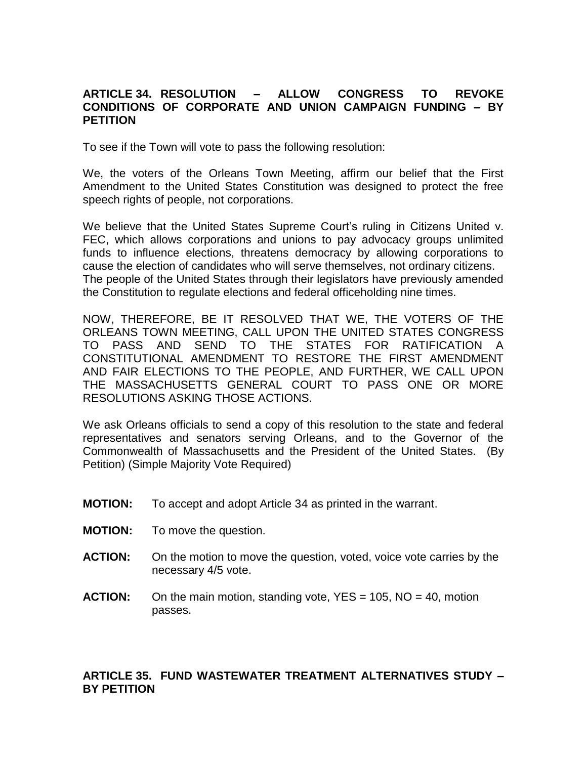### ARTICLE 34. RESOLUTION – ALLOW CONGRESS TO REVOKE CONDITIONS OF CORPORATE AND UNION CAMPAIGN FUNDING – BY PETITION

To see if the Town will vote to pass the following resolution:

We, the voters of the Orleans Town Meeting, affirm our belief that the First Amendment to the United States Constitution was designed to protect the free speech rights of people, not corporations.

We believe that the United States Supreme Court's ruling in Citizens United v. FEC, which allows corporations and unions to pay advocacy groups unlimited funds to influence elections, threatens democracy by allowing corporations to cause the election of candidates who will serve themselves, not ordinary citizens. The people of the United States through their legislators have previously amended the Constitution to regulate elections and federal officeholding nine times.

NOW, THEREFORE, BE IT RESOLVED THAT WE, THE VOTERS OF THE ORLEANS TOWN MEETING, CALL UPON THE UNITED STATES CONGRESS TO PASS AND SEND TO THE STATES FOR RATIFICATION A CONSTITUTIONAL AMENDMENT TO RESTORE THE FIRST AMENDMENT AND FAIR ELECTIONS TO THE PEOPLE, AND FURTHER, WE CALL UPON THE MASSACHUSETTS GENERAL COURT TO PASS ONE OR MORE RESOLUTIONS ASKING THOSE ACTIONS.

We ask Orleans officials to send a copy of this resolution to the state and federal representatives and senators serving Orleans, and to the Governor of the Commonwealth of Massachusetts and the President of the United States. (By Petition) (Simple Majority Vote Required)

**MOTION:** To accept and adopt Article 34 as printed in the warrant.

**MOTION:** To move the question.

**ACTION:** On the motion to move the question, voted, voice vote carries by the necessary 4/5 vote.

**ACTION:** On the main motion, standing vote, YES = 105, NO = 40, motion passes.

### ARTICLE 35. FUND WASTEWATER TREATMENT ALTERNATIVES STUDY – BY PETITION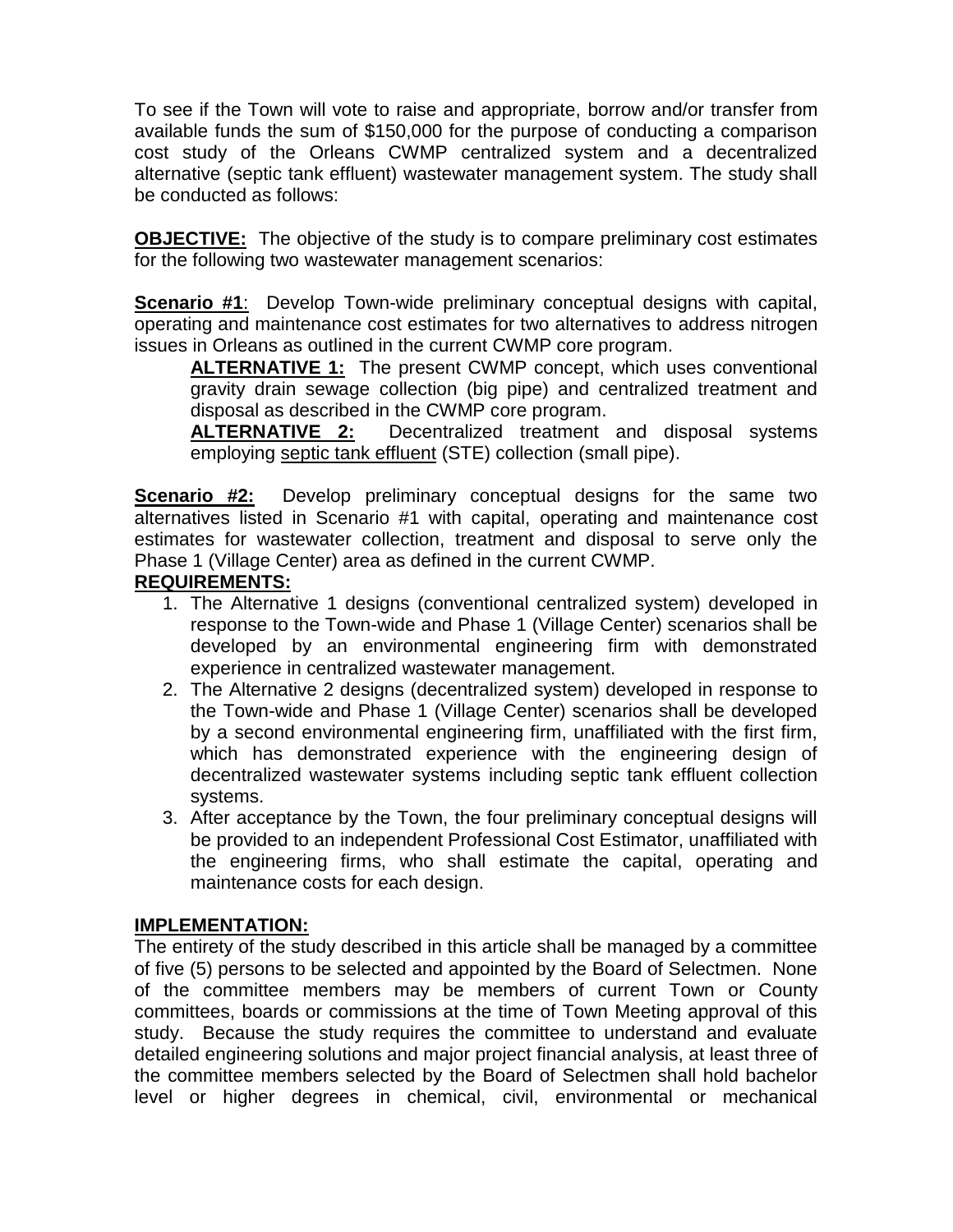To see if the Town will vote to raise and appropriate, borrow and/or transfer from available funds the sum of $150,000 for the purpose of conducting a comparison cost study of the Orleans CWMP centralized system and a decentralized alternative (septic tank effluent) wastewater management system. The study shall be conducted as follows:

**OBJECTIVE:** The objective of the study is to compare preliminary cost estimates for the following two wastewater management scenarios:

**Scenario #1**: Develop Town-wide preliminary conceptual designs with capital, operating and maintenance cost estimates for two alternatives to address nitrogen issues in Orleans as outlined in the current CWMP core program.

> **ALTERNATIVE 1:** The present CWMP concept, which uses conventional gravity drain sewage collection (big pipe) and centralized treatment and disposal as described in the CWMP core program.
>
> **ALTERNATIVE 2:** Decentralized treatment and disposal systems employing septic tank effluent (STE) collection (small pipe).

**Scenario #2:** Develop preliminary conceptual designs for the same two alternatives listed in Scenario #1 with capital, operating and maintenance cost estimates for wastewater collection, treatment and disposal to serve only the Phase 1 (Village Center) area as defined in the current CWMP.

**REQUIREMENTS:**

1. The Alternative 1 designs (conventional centralized system) developed in response to the Town-wide and Phase 1 (Village Center) scenarios shall be developed by an environmental engineering firm with demonstrated experience in centralized wastewater management.
2. The Alternative 2 designs (decentralized system) developed in response to the Town-wide and Phase 1 (Village Center) scenarios shall be developed by a second environmental engineering firm, unaffiliated with the first firm, which has demonstrated experience with the engineering design of decentralized wastewater systems including septic tank effluent collection systems.
3. After acceptance by the Town, the four preliminary conceptual designs will be provided to an independent Professional Cost Estimator, unaffiliated with the engineering firms, who shall estimate the capital, operating and maintenance costs for each design.

**IMPLEMENTATION:**

The entirety of the study described in this article shall be managed by a committee of five (5) persons to be selected and appointed by the Board of Selectmen. None of the committee members may be members of current Town or County committees, boards or commissions at the time of Town Meeting approval of this study. Because the study requires the committee to understand and evaluate detailed engineering solutions and major project financial analysis, at least three of the committee members selected by the Board of Selectmen shall hold bachelor level or higher degrees in chemical, civil, environmental or mechanical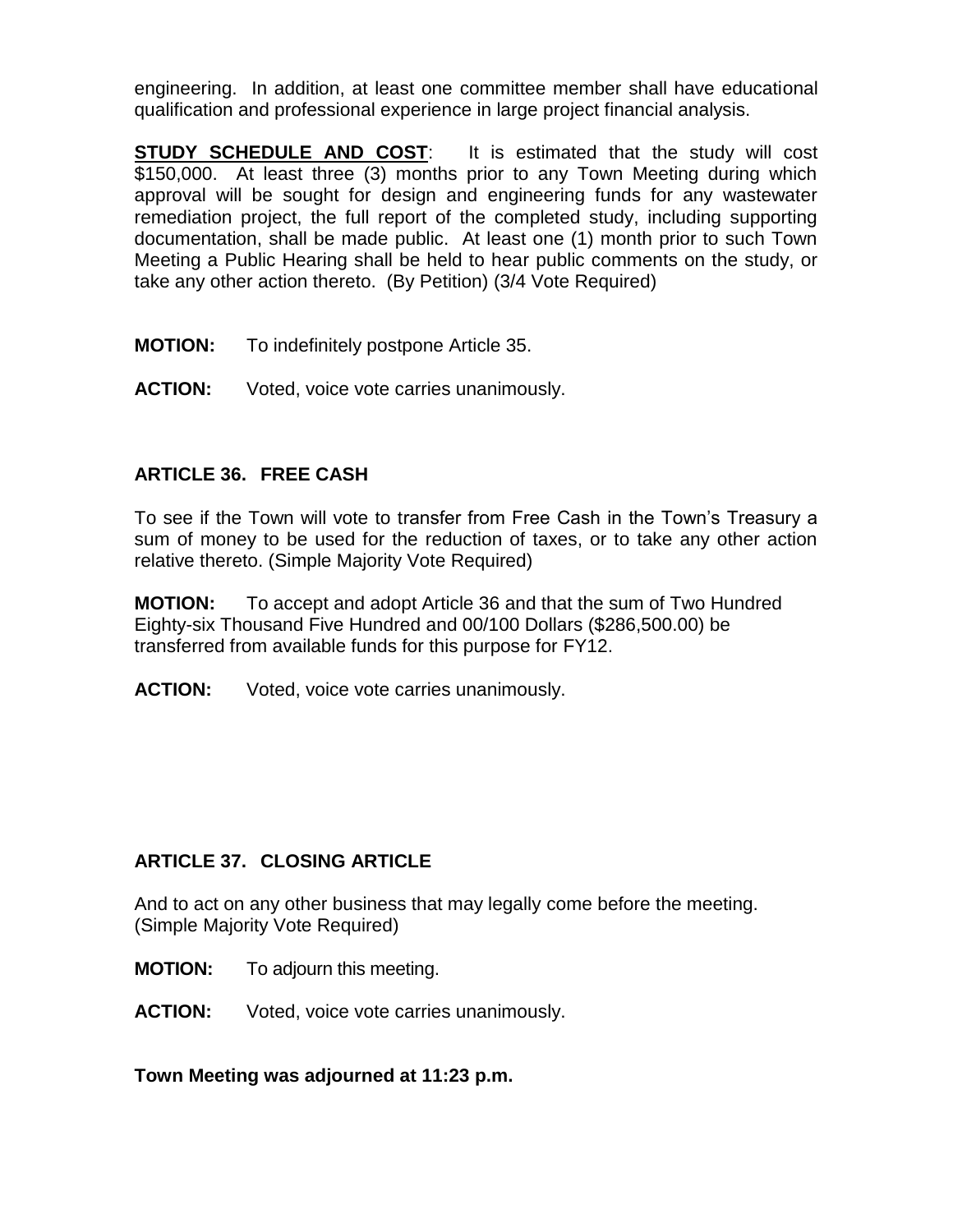engineering. In addition, at least one committee member shall have educational qualification and professional experience in large project financial analysis.

**STUDY SCHEDULE AND COST**: It is estimated that the study will cost $150,000. At least three (3) months prior to any Town Meeting during which approval will be sought for design and engineering funds for any wastewater remediation project, the full report of the completed study, including supporting documentation, shall be made public. At least one (1) month prior to such Town Meeting a Public Hearing shall be held to hear public comments on the study, or take any other action thereto. (By Petition) (3/4 Vote Required)

**MOTION:** To indefinitely postpone Article 35.

**ACTION:** Voted, voice vote carries unanimously.

### ARTICLE 36. FREE CASH

To see if the Town will vote to transfer from Free Cash in the Town's Treasury a sum of money to be used for the reduction of taxes, or to take any other action relative thereto. (Simple Majority Vote Required)

**MOTION:** To accept and adopt Article 36 and that the sum of Two Hundred Eighty-six Thousand Five Hundred and 00/100 Dollars ($286,500.00) be transferred from available funds for this purpose for FY12.

**ACTION:** Voted, voice vote carries unanimously.

### ARTICLE 37. CLOSING ARTICLE

And to act on any other business that may legally come before the meeting. (Simple Majority Vote Required)

**MOTION:** To adjourn this meeting.

**ACTION:** Voted, voice vote carries unanimously.

**Town Meeting was adjourned at 11:23 p.m.**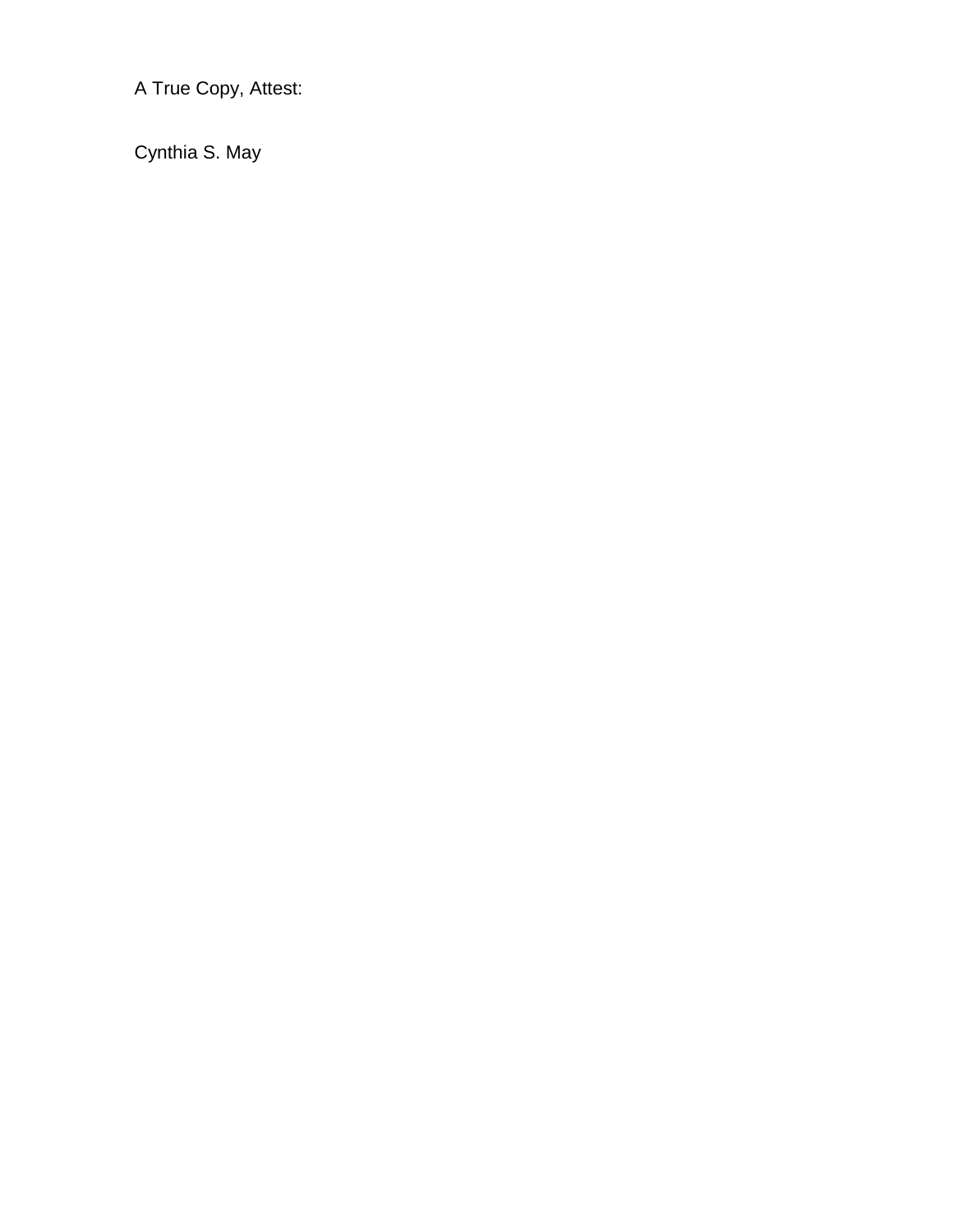A True Copy, Attest:

Cynthia S. May